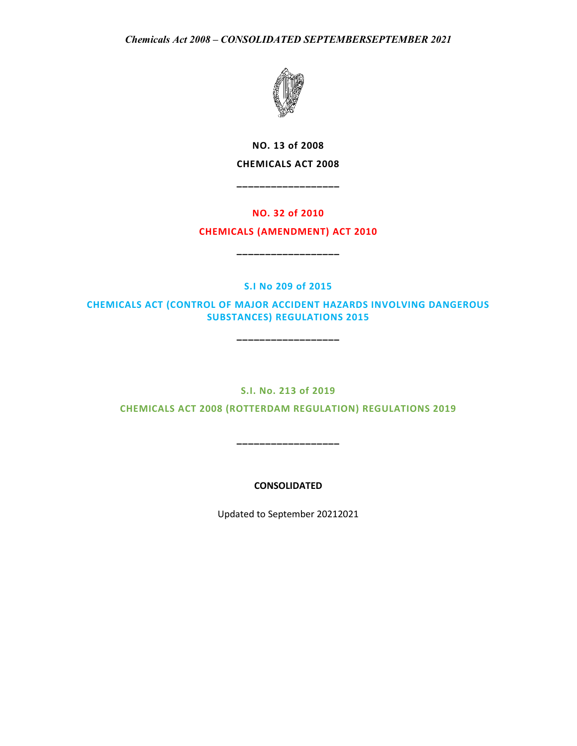**NO. 13 of 2008**

**CHEMICALS ACT 2008**

**NO. 32 of 2010**

**CHEMICALS (AMENDMENT) ACT 2010**

**S.I No 209 of 2015**

**CHEMICALS ACT (CONTROL OF MAJOR ACCIDENT HAZARDS INVOLVING DANGEROUS SUBSTANCES) REGULATIONS 2015**

**S.I. No. 213 of 2019**

**CHEMICALS ACT 2008 (ROTTERDAM REGULATION) REGULATIONS 2019**

**CONSOLIDATED**

Updated to September 20212021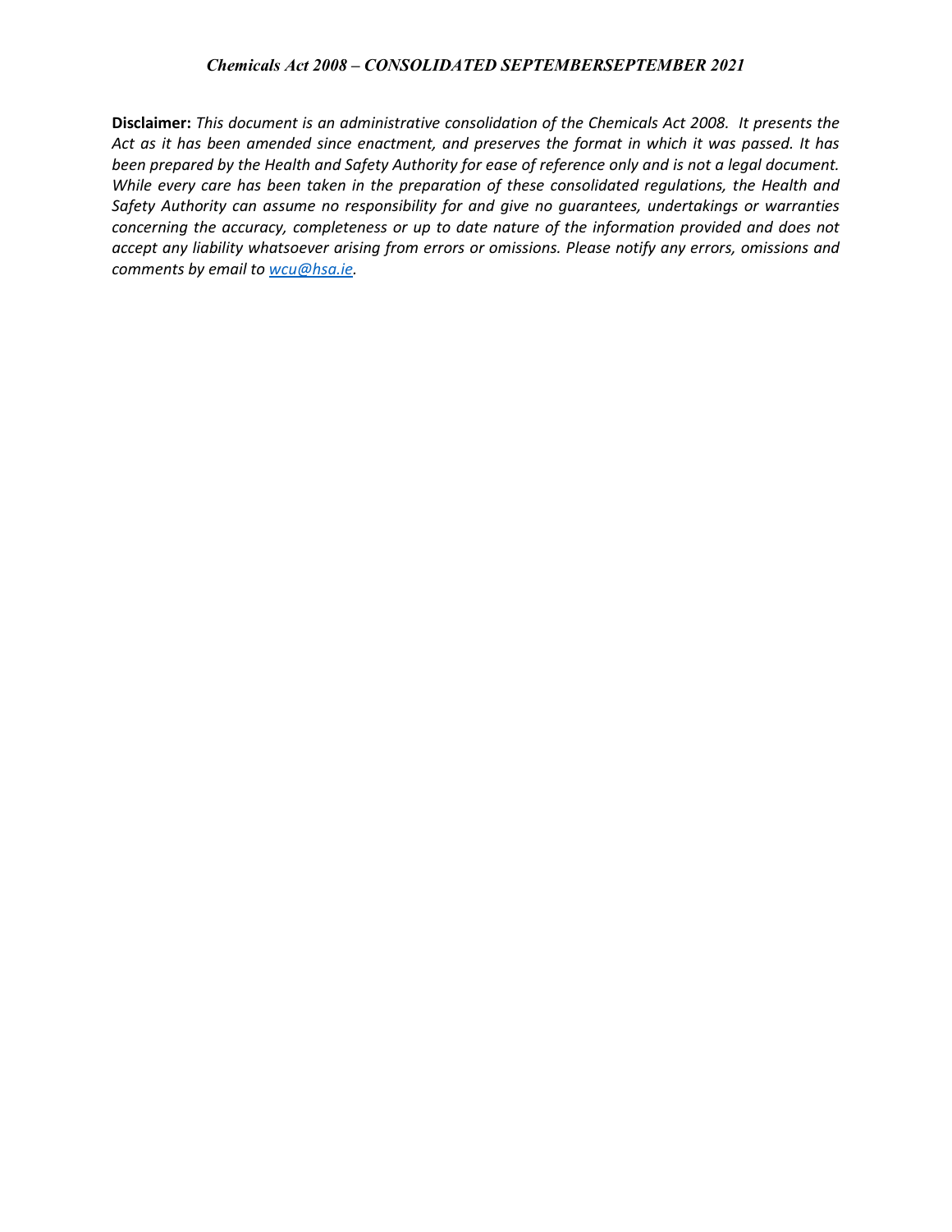**Disclaimer:** *This document is an administrative consolidation of the Chemicals Act 2008. It presents the Act as it has been amended since enactment, and preserves the format in which it was passed. It has been prepared by the Health and Safety Authority for ease of reference only and is not a legal document. While every care has been taken in the preparation of these consolidated regulations, the Health and Safety Authority can assume no responsibility for and give no guarantees, undertakings or warranties concerning the accuracy, completeness or up to date nature of the information provided and does not accept any liability whatsoever arising from errors or omissions. Please notify any errors, omissions and comments by email to [wcu@hsa.ie](mailto:wcu@hsa.ie).*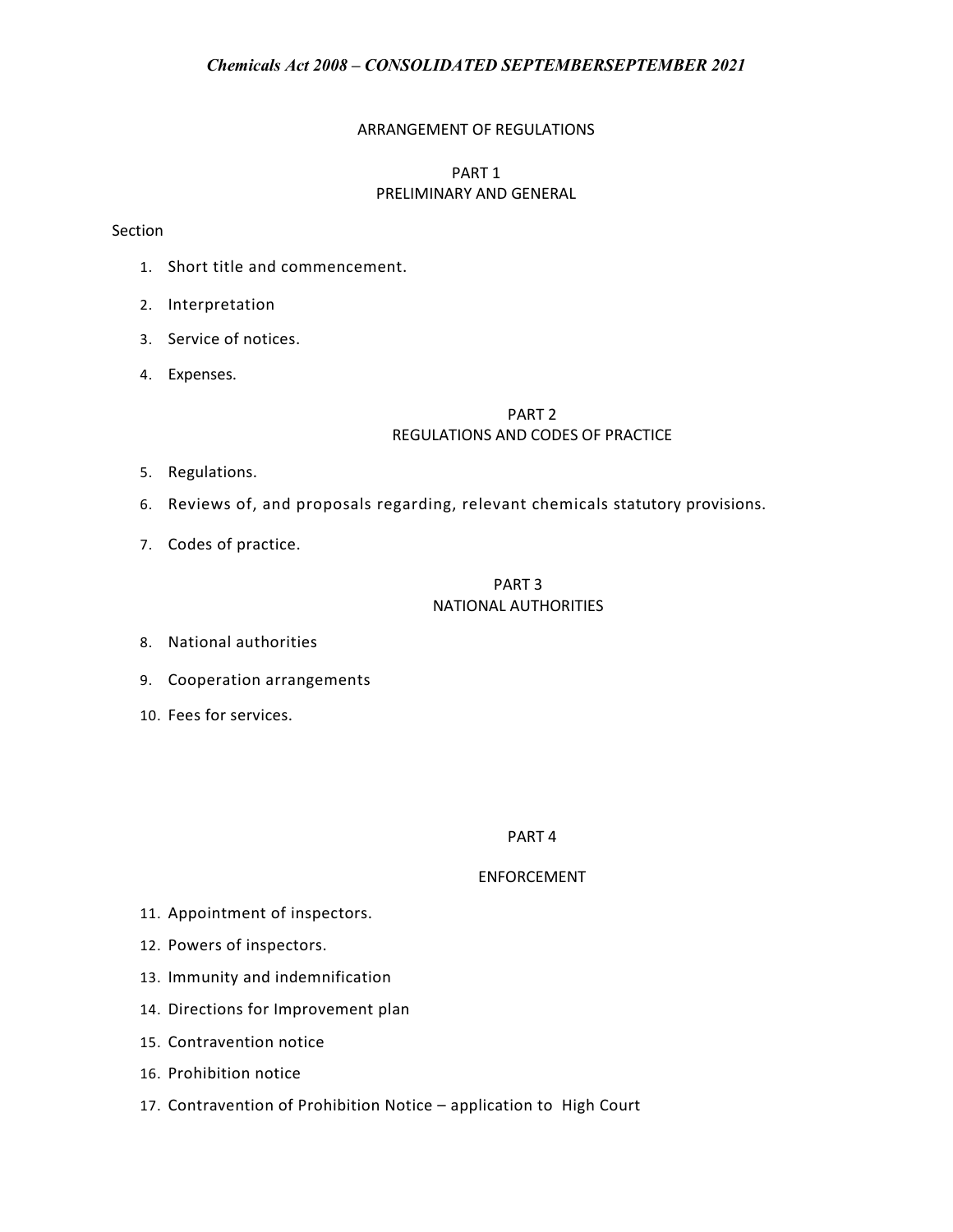*Chemicals Act 2008 – CONSOLIDATED SEPTEMBERSEPTEMBER 2021*

ARRANGEMENT OF REGULATIONS

## PART 1
## PRELIMINARY AND GENERAL

Section

1. Short title and commencement.
2. Interpretation
3. Service of notices.
4. Expenses.

## PART 2
## REGULATIONS AND CODES OF PRACTICE

5. Regulations.
6. Reviews of, and proposals regarding, relevant chemicals statutory provisions.
7. Codes of practice.

## PART 3
## NATIONAL AUTHORITIES

8. National authorities
9. Cooperation arrangements
10. Fees for services.

## PART 4

## ENFORCEMENT

11. Appointment of inspectors.
12. Powers of inspectors.
13. Immunity and indemnification
14. Directions for Improvement plan
15. Contravention notice
16. Prohibition notice
17. Contravention of Prohibition Notice – application to High Court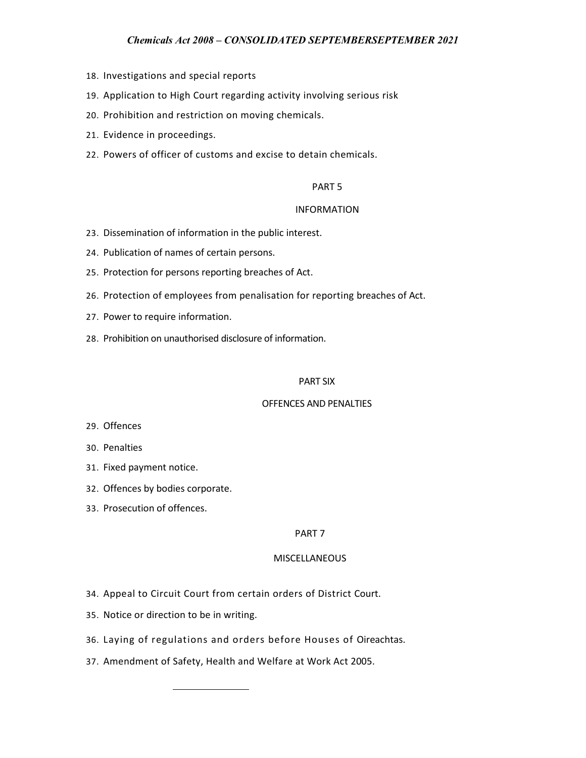18. Investigations and special reports
19. Application to High Court regarding activity involving serious risk
20. Prohibition and restriction on moving chemicals.
21. Evidence in proceedings.
22. Powers of officer of customs and excise to detain chemicals.

PART 5

INFORMATION

23. Dissemination of information in the public interest.
24. Publication of names of certain persons.
25. Protection for persons reporting breaches of Act.
26. Protection of employees from penalisation for reporting breaches of Act.
27. Power to require information.
28. Prohibition on unauthorised disclosure of information.

PART SIX

OFFENCES AND PENALTIES

29. Offences
30. Penalties
31. Fixed payment notice.
32. Offences by bodies corporate.
33. Prosecution of offences.

PART 7

MISCELLANEOUS

34. Appeal to Circuit Court from certain orders of District Court.
35. Notice or direction to be in writing.
36. Laying of regulations and orders before Houses of Oireachtas.
37. Amendment of Safety, Health and Welfare at Work Act 2005.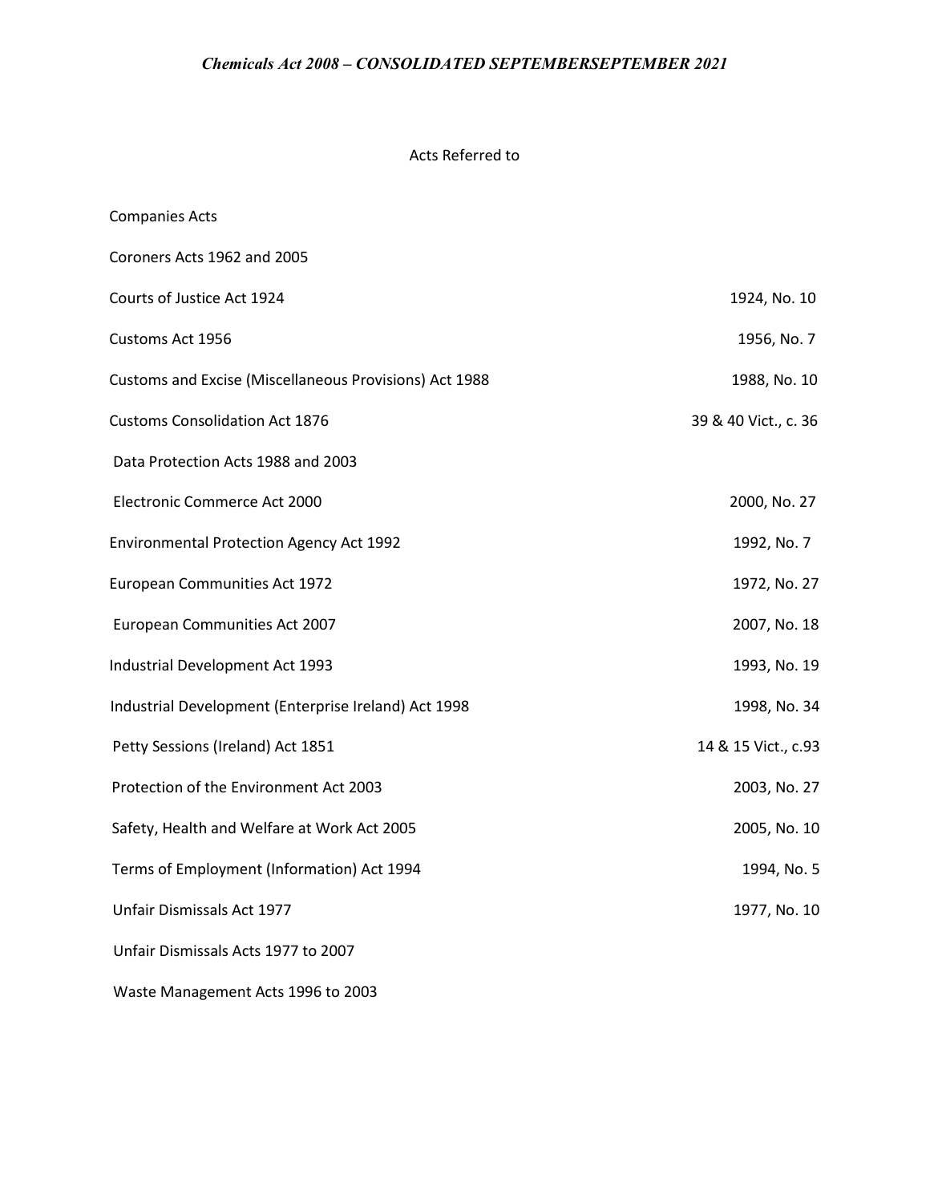## Acts Referred to

| | |
|---|---|
| Companies Acts | |
| Coroners Acts 1962 and 2005 | |
| Courts of Justice Act 1924 | 1924, No. 10 |
| Customs Act 1956 | 1956, No. 7 |
| Customs and Excise (Miscellaneous Provisions) Act 1988 | 1988, No. 10 |
| Customs Consolidation Act 1876 | 39 & 40 Vict., c. 36 |
| Data Protection Acts 1988 and 2003 | |
| Electronic Commerce Act 2000 | 2000, No. 27 |
| Environmental Protection Agency Act 1992 | 1992, No. 7 |
| European Communities Act 1972 | 1972, No. 27 |
| European Communities Act 2007 | 2007, No. 18 |
| Industrial Development Act 1993 | 1993, No. 19 |
| Industrial Development (Enterprise Ireland) Act 1998 | 1998, No. 34 |
| Petty Sessions (Ireland) Act 1851 | 14 & 15 Vict., c.93 |
| Protection of the Environment Act 2003 | 2003, No. 27 |
| Safety, Health and Welfare at Work Act 2005 | 2005, No. 10 |
| Terms of Employment (Information) Act 1994 | 1994, No. 5 |
| Unfair Dismissals Act 1977 | 1977, No. 10 |
| Unfair Dismissals Acts 1977 to 2007 | |
| Waste Management Acts 1996 to 2003 | |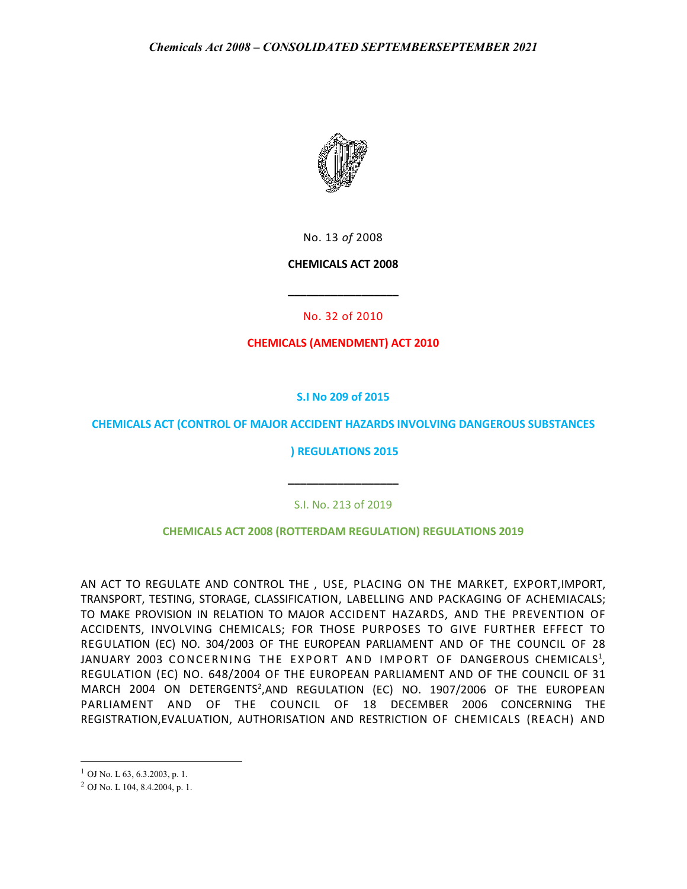No. 13 *of* 2008

**CHEMICALS ACT 2008**

\_\_\_\_\_\_\_\_\_\_\_\_\_\_\_\_\_\_\_\_\_

No. 32 of 2010

**CHEMICALS (AMENDMENT) ACT 2010**

**S.I No 209 of 2015**

**CHEMICALS ACT (CONTROL OF MAJOR ACCIDENT HAZARDS INVOLVING DANGEROUS SUBSTANCES ) REGULATIONS 2015**

\_\_\_\_\_\_\_\_\_\_\_\_\_\_\_\_\_\_\_\_\_

S.I. No. 213 of 2019

**CHEMICALS ACT 2008 (ROTTERDAM REGULATION) REGULATIONS 2019**

AN ACT TO REGULATE AND CONTROL THE , USE, PLACING ON THE MARKET, EXPORT,IMPORT, TRANSPORT, TESTING, STORAGE, CLASSIFICATION, LABELLING AND PACKAGING OF ACHEMIACALS; TO MAKE PROVISION IN RELATION TO MAJOR ACCIDENT HAZARDS, AND THE PREVENTION OF ACCIDENTS, INVOLVING CHEMICALS; FOR THOSE PURPOSES TO GIVE FURTHER EFFECT TO REGULATION (EC) NO. 304/2003 OF THE EUROPEAN PARLIAMENT AND OF THE COUNCIL OF 28 JANUARY 2003 CONCERNING THE EXPORT AND IMPORT OF DANGEROUS CHEMICALS[1], REGULATION (EC) NO. 648/2004 OF THE EUROPEAN PARLIAMENT AND OF THE COUNCIL OF 31 MARCH 2004 ON DETERGENTS[2],AND REGULATION (EC) NO. 1907/2006 OF THE EUROPEAN PARLIAMENT AND OF THE COUNCIL OF 18 DECEMBER 2006 CONCERNING THE REGISTRATION,EVALUATION, AUTHORISATION AND RESTRICTION OF CHEMICALS (REACH) AND

[1] OJ No. L 63, 6.3.2003, p. 1.

[2] OJ No. L 104, 8.4.2004, p. 1.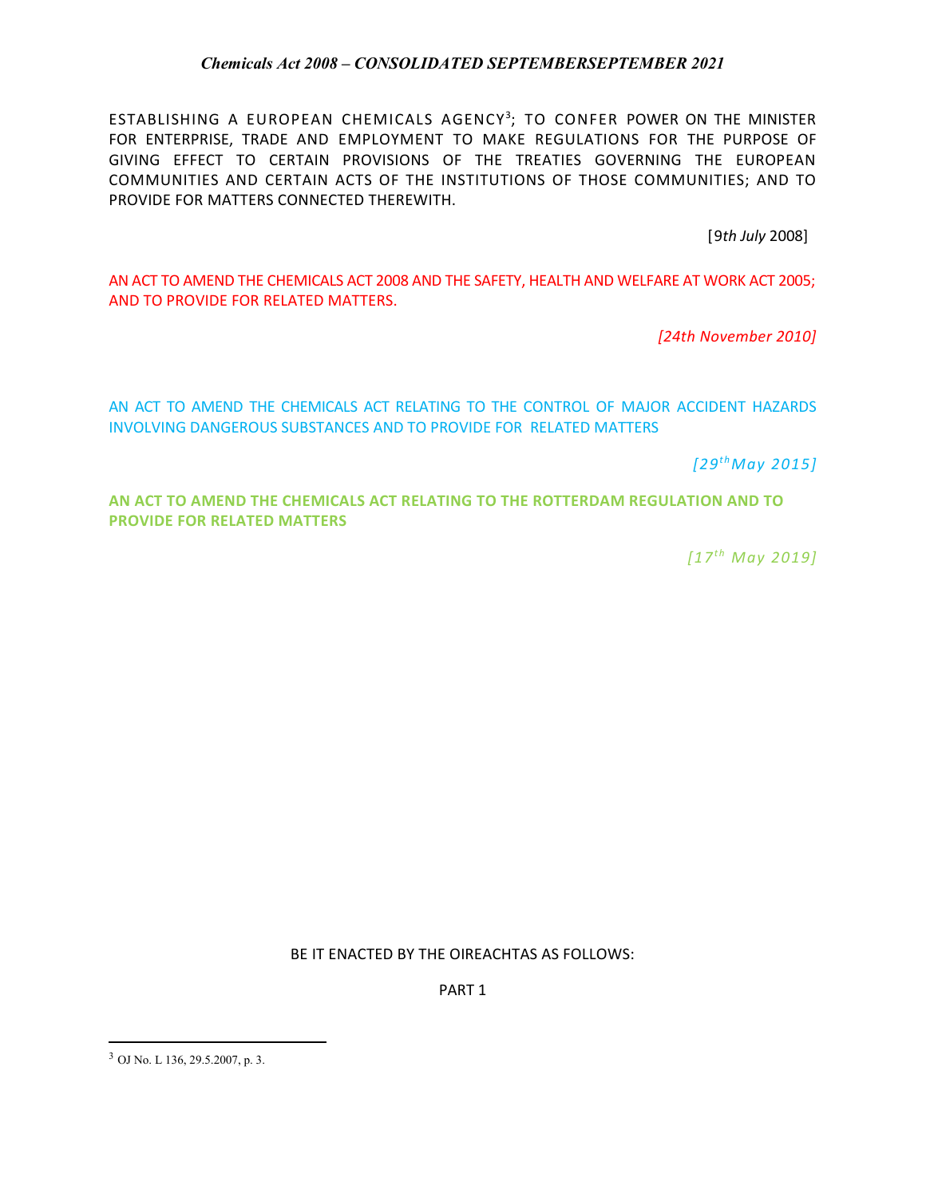ESTABLISHING A EUROPEAN CHEMICALS AGENCY[3]; TO CONFER POWER ON THE MINISTER FOR ENTERPRISE, TRADE AND EMPLOYMENT TO MAKE REGULATIONS FOR THE PURPOSE OF GIVING EFFECT TO CERTAIN PROVISIONS OF THE TREATIES GOVERNING THE EUROPEAN COMMUNITIES AND CERTAIN ACTS OF THE INSTITUTIONS OF THOSE COMMUNITIES; AND TO PROVIDE FOR MATTERS CONNECTED THEREWITH.

[9*th July* 2008]

AN ACT TO AMEND THE CHEMICALS ACT 2008 AND THE SAFETY, HEALTH AND WELFARE AT WORK ACT 2005; AND TO PROVIDE FOR RELATED MATTERS.

*[24th November 2010]*

AN ACT TO AMEND THE CHEMICALS ACT RELATING TO THE CONTROL OF MAJOR ACCIDENT HAZARDS INVOLVING DANGEROUS SUBSTANCES AND TO PROVIDE FOR RELATED MATTERS

*[29th May 2015]*

**AN ACT TO AMEND THE CHEMICALS ACT RELATING TO THE ROTTERDAM REGULATION AND TO PROVIDE FOR RELATED MATTERS**

*[17th May 2019]*

BE IT ENACTED BY THE OIREACHTAS AS FOLLOWS:

PART 1

[3] OJ No. L 136, 29.5.2007, p. 3.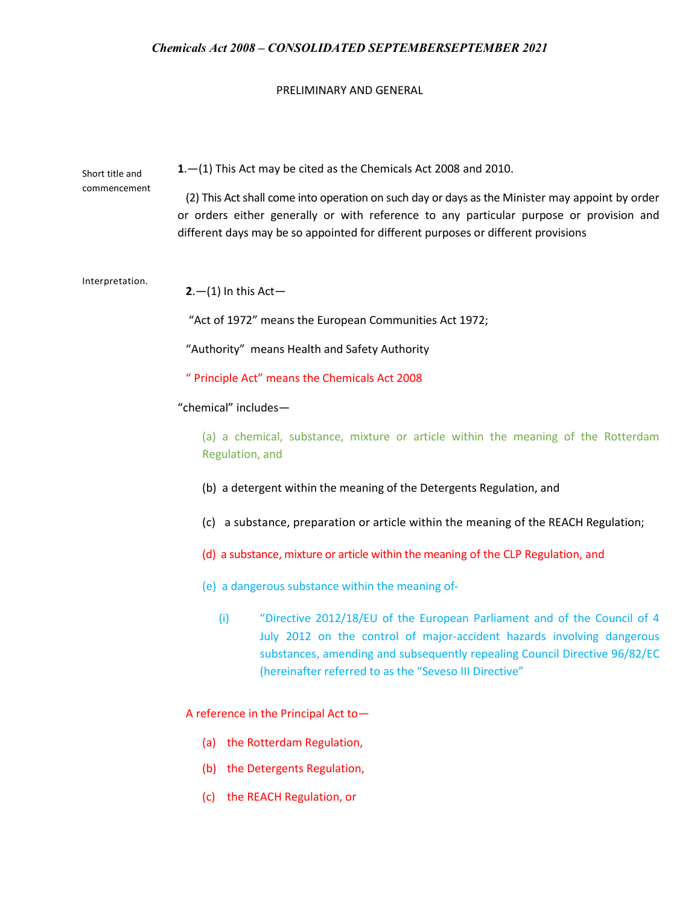## PRELIMINARY AND GENERAL

Short title and commencement

**1**.—(1) This Act may be cited as the Chemicals Act 2008 and 2010.

(2) This Act shall come into operation on such day or days as the Minister may appoint by order or orders either generally or with reference to any particular purpose or provision and different days may be so appointed for different purposes or different provisions

Interpretation.

**2**.—(1) In this Act—

"Act of 1972" means the European Communities Act 1972;

"Authority" means Health and Safety Authority

" Principle Act" means the Chemicals Act 2008

"chemical" includes—

(a) a chemical, substance, mixture or article within the meaning of the Rotterdam Regulation, and

(b) a detergent within the meaning of the Detergents Regulation, and

(c) a substance, preparation or article within the meaning of the REACH Regulation;

(d) a substance, mixture or article within the meaning of the CLP Regulation, and

(e) a dangerous substance within the meaning of-

(i) "Directive 2012/18/EU of the European Parliament and of the Council of 4 July 2012 on the control of major-accident hazards involving dangerous substances, amending and subsequently repealing Council Directive 96/82/EC (hereinafter referred to as the "Seveso III Directive"

A reference in the Principal Act to—

(a) the Rotterdam Regulation,

(b) the Detergents Regulation,

(c) the REACH Regulation, or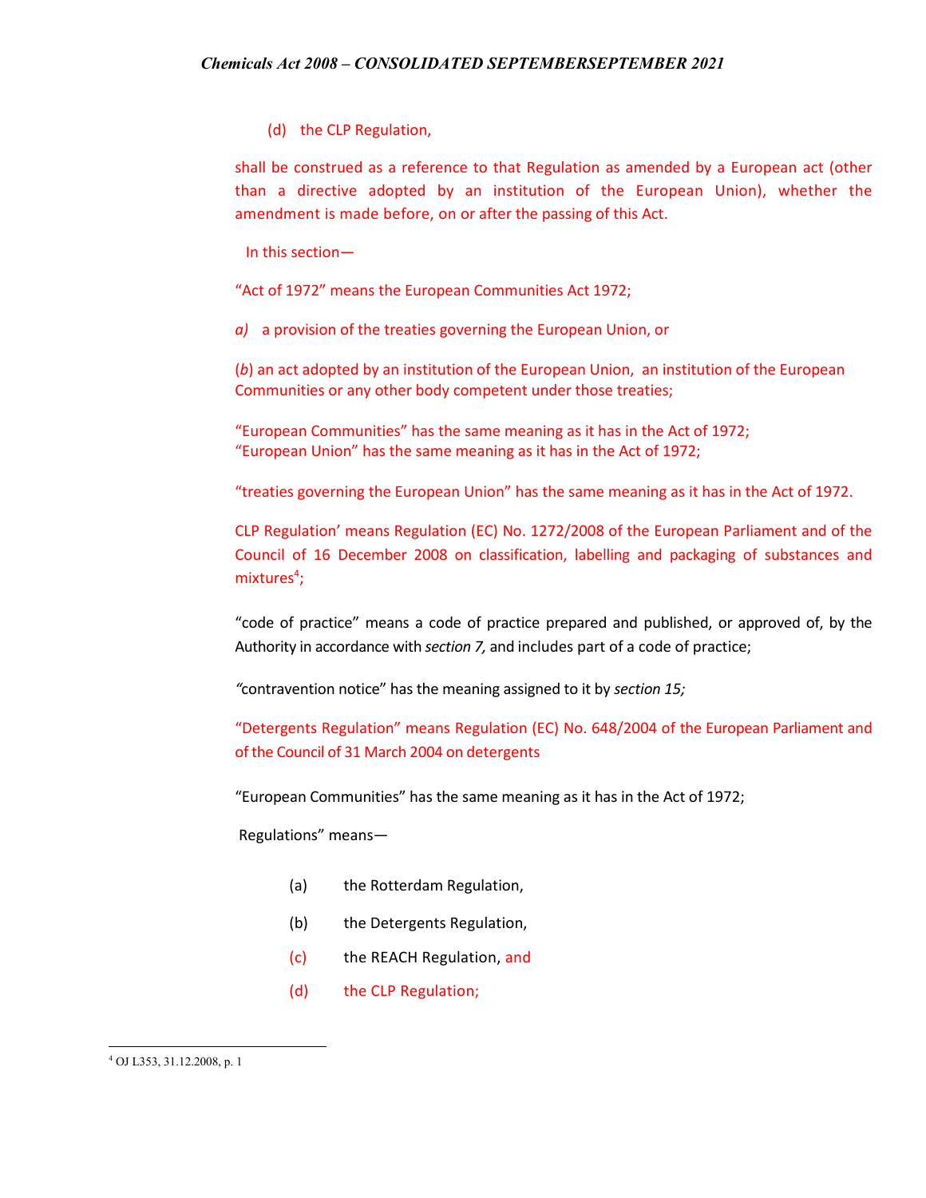(d) the CLP Regulation,

shall be construed as a reference to that Regulation as amended by a European act (other than a directive adopted by an institution of the European Union), whether the amendment is made before, on or after the passing of this Act.

In this section—

"Act of 1972" means the European Communities Act 1972;

*a)* a provision of the treaties governing the European Union, or

(*b*) an act adopted by an institution of the European Union, an institution of the European Communities or any other body competent under those treaties;

"European Communities" has the same meaning as it has in the Act of 1972;
"European Union" has the same meaning as it has in the Act of 1972;

"treaties governing the European Union" has the same meaning as it has in the Act of 1972.

CLP Regulation' means Regulation (EC) No. 1272/2008 of the European Parliament and of the Council of 16 December 2008 on classification, labelling and packaging of substances and mixtures[4];

"code of practice" means a code of practice prepared and published, or approved of, by the Authority in accordance with *section 7,* and includes part of a code of practice;

*"*contravention notice" has the meaning assigned to it by *section 15;*

"Detergents Regulation" means Regulation (EC) No. 648/2004 of the European Parliament and of the Council of 31 March 2004 on detergents

"European Communities" has the same meaning as it has in the Act of 1972;

Regulations" means—

(a) the Rotterdam Regulation,

(b) the Detergents Regulation,

(c) the REACH Regulation, and

(d) the CLP Regulation;

[4] OJ L353, 31.12.2008, p. 1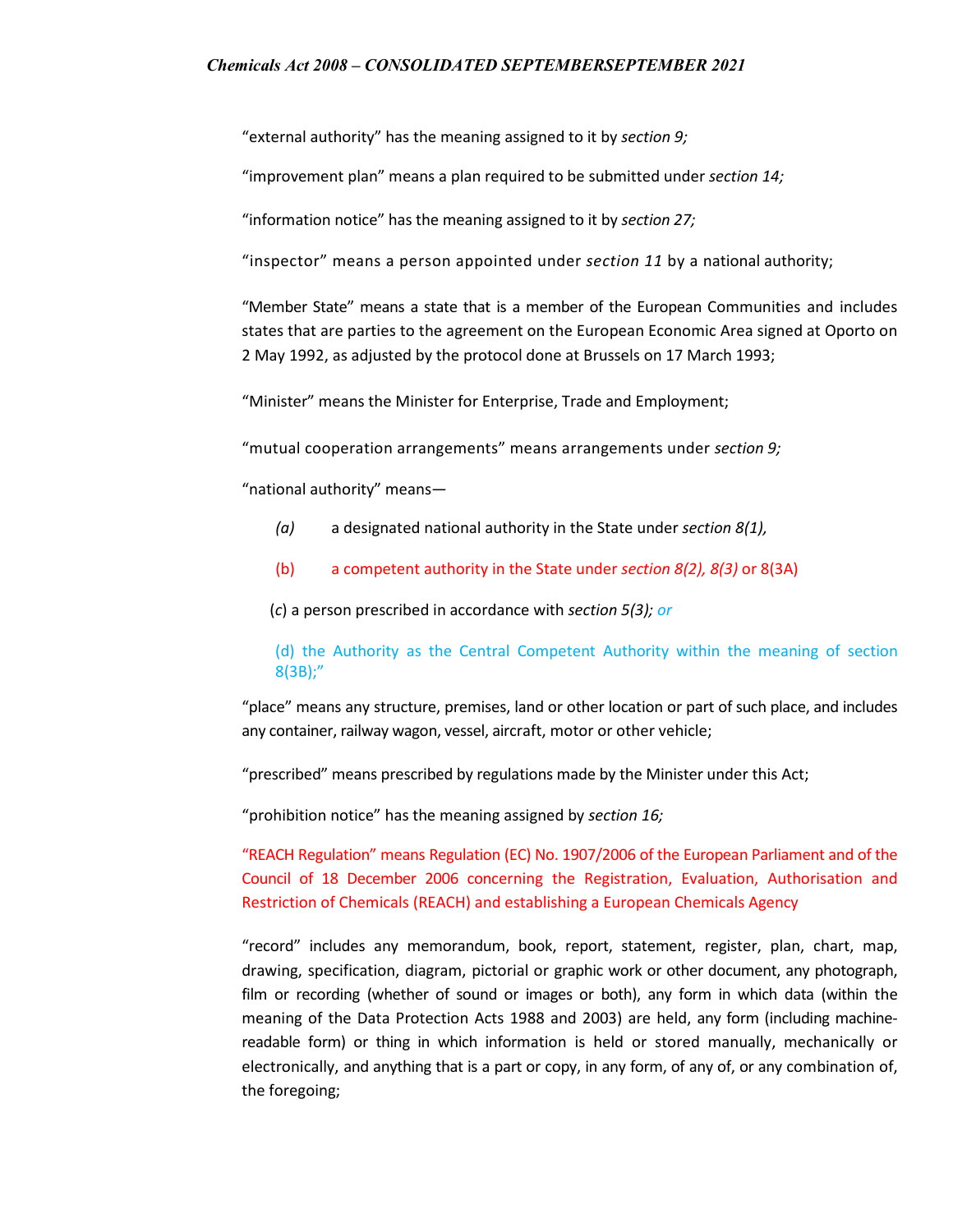"external authority" has the meaning assigned to it by *section 9;*

"improvement plan" means a plan required to be submitted under *section 14;*

"information notice" has the meaning assigned to it by *section 27;*

"inspector" means a person appointed under *section 11* by a national authority;

"Member State" means a state that is a member of the European Communities and includes states that are parties to the agreement on the European Economic Area signed at Oporto on 2 May 1992, as adjusted by the protocol done at Brussels on 17 March 1993;

"Minister" means the Minister for Enterprise, Trade and Employment;

"mutual cooperation arrangements" means arrangements under *section 9;*

"national authority" means—

*(a)* a designated national authority in the State under *section 8(1),*

(b) a competent authority in the State under *section 8(2), 8(3)* or 8(3A)

(*c*) a person prescribed in accordance with *section 5(3); or*

(d) the Authority as the Central Competent Authority within the meaning of section 8(3B);"

"place" means any structure, premises, land or other location or part of such place, and includes any container, railway wagon, vessel, aircraft, motor or other vehicle;

"prescribed" means prescribed by regulations made by the Minister under this Act;

"prohibition notice" has the meaning assigned by *section 16;*

"REACH Regulation" means Regulation (EC) No. 1907/2006 of the European Parliament and of the Council of 18 December 2006 concerning the Registration, Evaluation, Authorisation and Restriction of Chemicals (REACH) and establishing a European Chemicals Agency

"record" includes any memorandum, book, report, statement, register, plan, chart, map, drawing, specification, diagram, pictorial or graphic work or other document, any photograph, film or recording (whether of sound or images or both), any form in which data (within the meaning of the Data Protection Acts 1988 and 2003) are held, any form (including machine-readable form) or thing in which information is held or stored manually, mechanically or electronically, and anything that is a part or copy, in any form, of any of, or any combination of, the foregoing;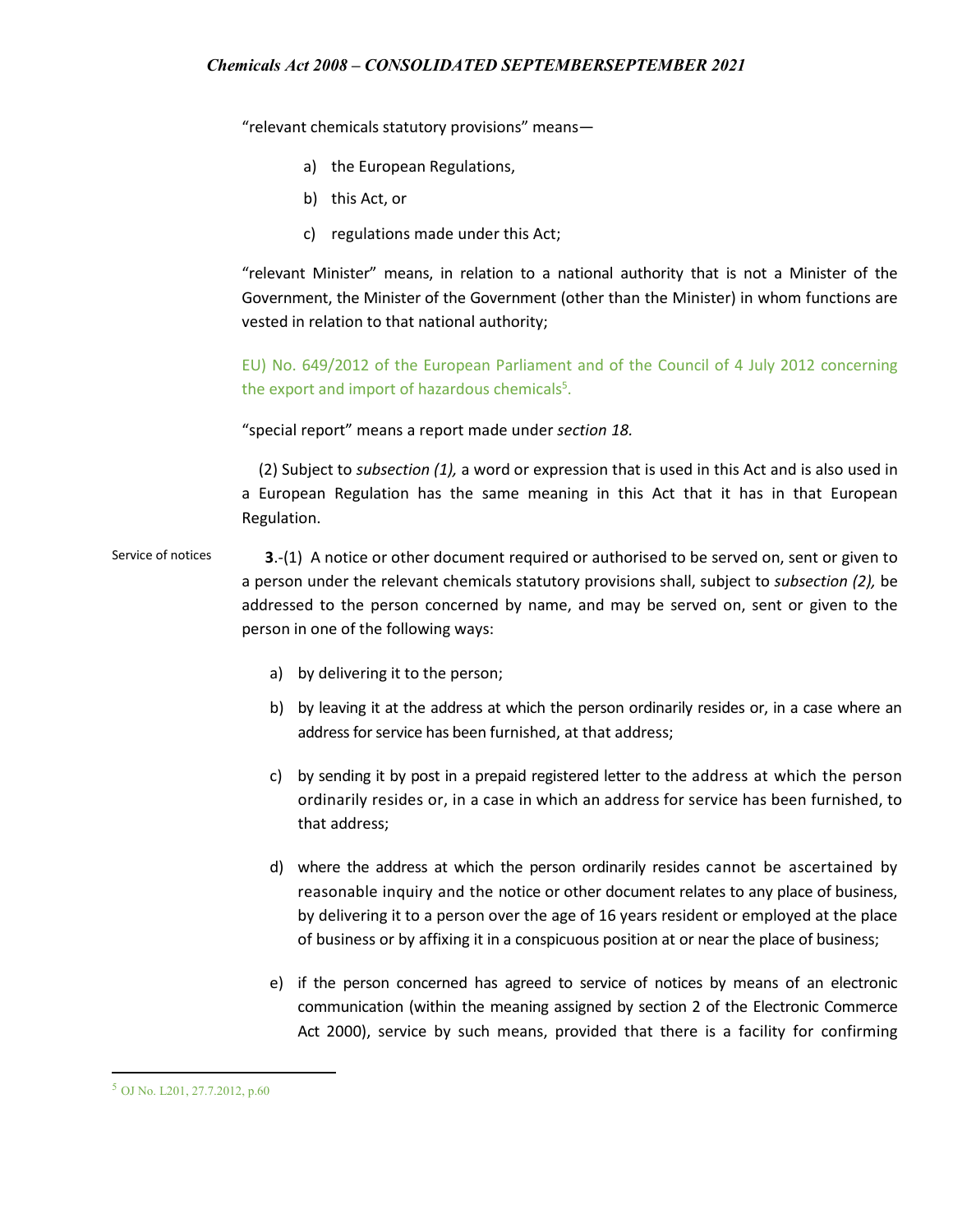"relevant chemicals statutory provisions" means—

a) the European Regulations,

b) this Act, or

c) regulations made under this Act;

"relevant Minister" means, in relation to a national authority that is not a Minister of the Government, the Minister of the Government (other than the Minister) in whom functions are vested in relation to that national authority;

EU) No. 649/2012 of the European Parliament and of the Council of 4 July 2012 concerning the export and import of hazardous chemicals[5].

"special report" means a report made under *section 18.*

(2) Subject to *subsection (1),* a word or expression that is used in this Act and is also used in a European Regulation has the same meaning in this Act that it has in that European Regulation.

Service of notices

**3**.-(1) A notice or other document required or authorised to be served on, sent or given to a person under the relevant chemicals statutory provisions shall, subject to *subsection (2),* be addressed to the person concerned by name, and may be served on, sent or given to the person in one of the following ways:

a) by delivering it to the person;

b) by leaving it at the address at which the person ordinarily resides or, in a case where an address for service has been furnished, at that address;

c) by sending it by post in a prepaid registered letter to the address at which the person ordinarily resides or, in a case in which an address for service has been furnished, to that address;

d) where the address at which the person ordinarily resides cannot be ascertained by reasonable inquiry and the notice or other document relates to any place of business, by delivering it to a person over the age of 16 years resident or employed at the place of business or by affixing it in a conspicuous position at or near the place of business;

e) if the person concerned has agreed to service of notices by means of an electronic communication (within the meaning assigned by section 2 of the Electronic Commerce Act 2000), service by such means, provided that there is a facility for confirming

[5] OJ No. L201, 27.7.2012, p.60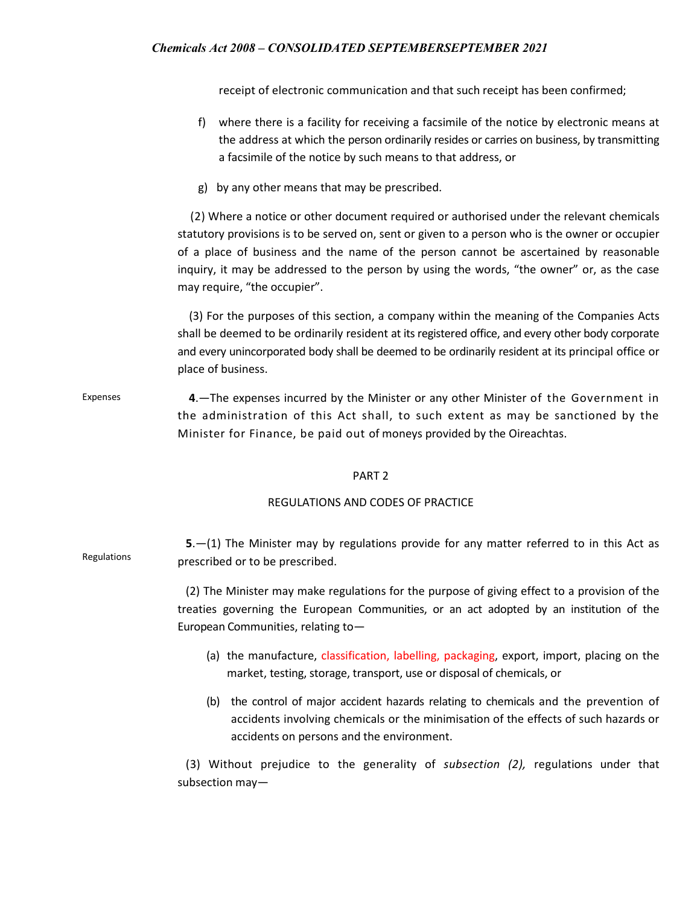receipt of electronic communication and that such receipt has been confirmed;

f) where there is a facility for receiving a facsimile of the notice by electronic means at the address at which the person ordinarily resides or carries on business, by transmitting a facsimile of the notice by such means to that address, or

g) by any other means that may be prescribed.

(2) Where a notice or other document required or authorised under the relevant chemicals statutory provisions is to be served on, sent or given to a person who is the owner or occupier of a place of business and the name of the person cannot be ascertained by reasonable inquiry, it may be addressed to the person by using the words, "the owner" or, as the case may require, "the occupier".

(3) For the purposes of this section, a company within the meaning of the Companies Acts shall be deemed to be ordinarily resident at its registered office, and every other body corporate and every unincorporated body shall be deemed to be ordinarily resident at its principal office or place of business.

Expenses

**4**.—The expenses incurred by the Minister or any other Minister of the Government in the administration of this Act shall, to such extent as may be sanctioned by the Minister for Finance, be paid out of moneys provided by the Oireachtas.

## PART 2

## REGULATIONS AND CODES OF PRACTICE

Regulations

**5**.—(1) The Minister may by regulations provide for any matter referred to in this Act as prescribed or to be prescribed.

(2) The Minister may make regulations for the purpose of giving effect to a provision of the treaties governing the European Communities, or an act adopted by an institution of the European Communities, relating to—

(a) the manufacture, classification, labelling, packaging, export, import, placing on the market, testing, storage, transport, use or disposal of chemicals, or

(b) the control of major accident hazards relating to chemicals and the prevention of accidents involving chemicals or the minimisation of the effects of such hazards or accidents on persons and the environment.

(3) Without prejudice to the generality of *subsection (2),* regulations under that subsection may—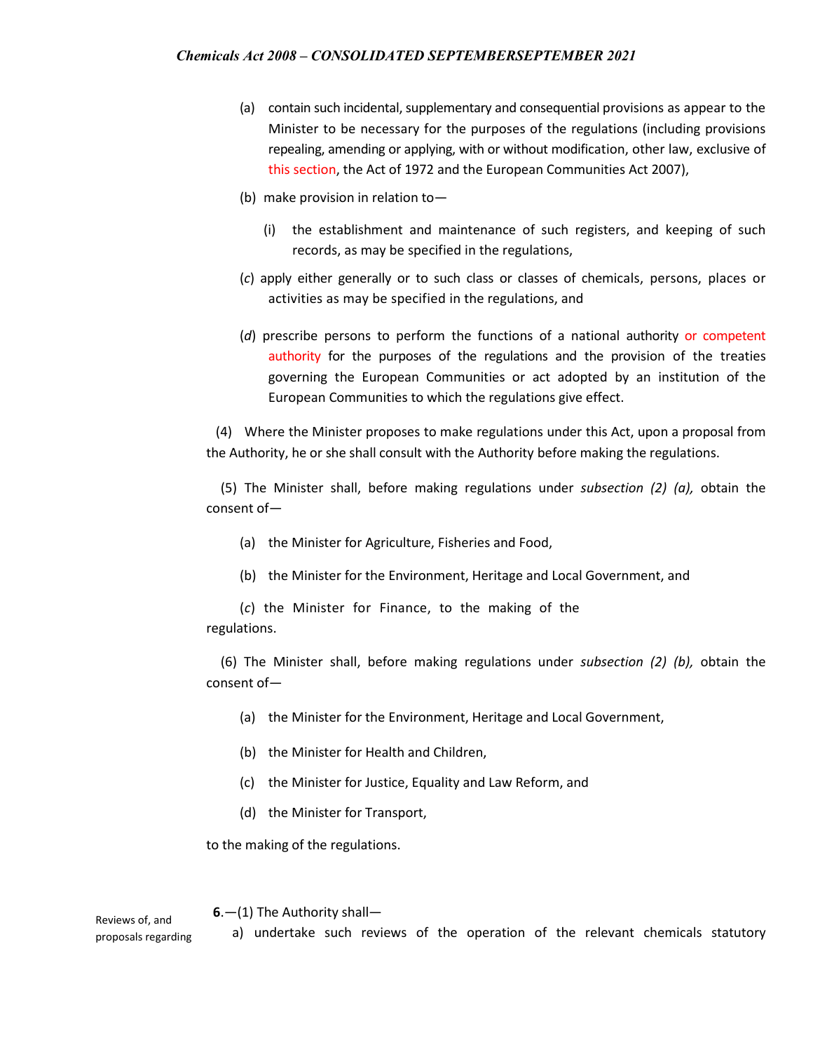(a) contain such incidental, supplementary and consequential provisions as appear to the Minister to be necessary for the purposes of the regulations (including provisions repealing, amending or applying, with or without modification, other law, exclusive of this section, the Act of 1972 and the European Communities Act 2007),

(b) make provision in relation to—

(i) the establishment and maintenance of such registers, and keeping of such records, as may be specified in the regulations,

(*c*) apply either generally or to such class or classes of chemicals, persons, places or activities as may be specified in the regulations, and

(*d*) prescribe persons to perform the functions of a national authority or competent authority for the purposes of the regulations and the provision of the treaties governing the European Communities or act adopted by an institution of the European Communities to which the regulations give effect.

(4) Where the Minister proposes to make regulations under this Act, upon a proposal from the Authority, he or she shall consult with the Authority before making the regulations.

(5) The Minister shall, before making regulations under *subsection (2) (a),* obtain the consent of—

(a) the Minister for Agriculture, Fisheries and Food,

(b) the Minister for the Environment, Heritage and Local Government, and

(*c*) the Minister for Finance, to the making of the regulations.

(6) The Minister shall, before making regulations under *subsection (2) (b),* obtain the consent of—

(a) the Minister for the Environment, Heritage and Local Government,

(b) the Minister for Health and Children,

(c) the Minister for Justice, Equality and Law Reform, and

(d) the Minister for Transport,

to the making of the regulations.

Reviews of, and proposals regarding

**6**.—(1) The Authority shall—

a) undertake such reviews of the operation of the relevant chemicals statutory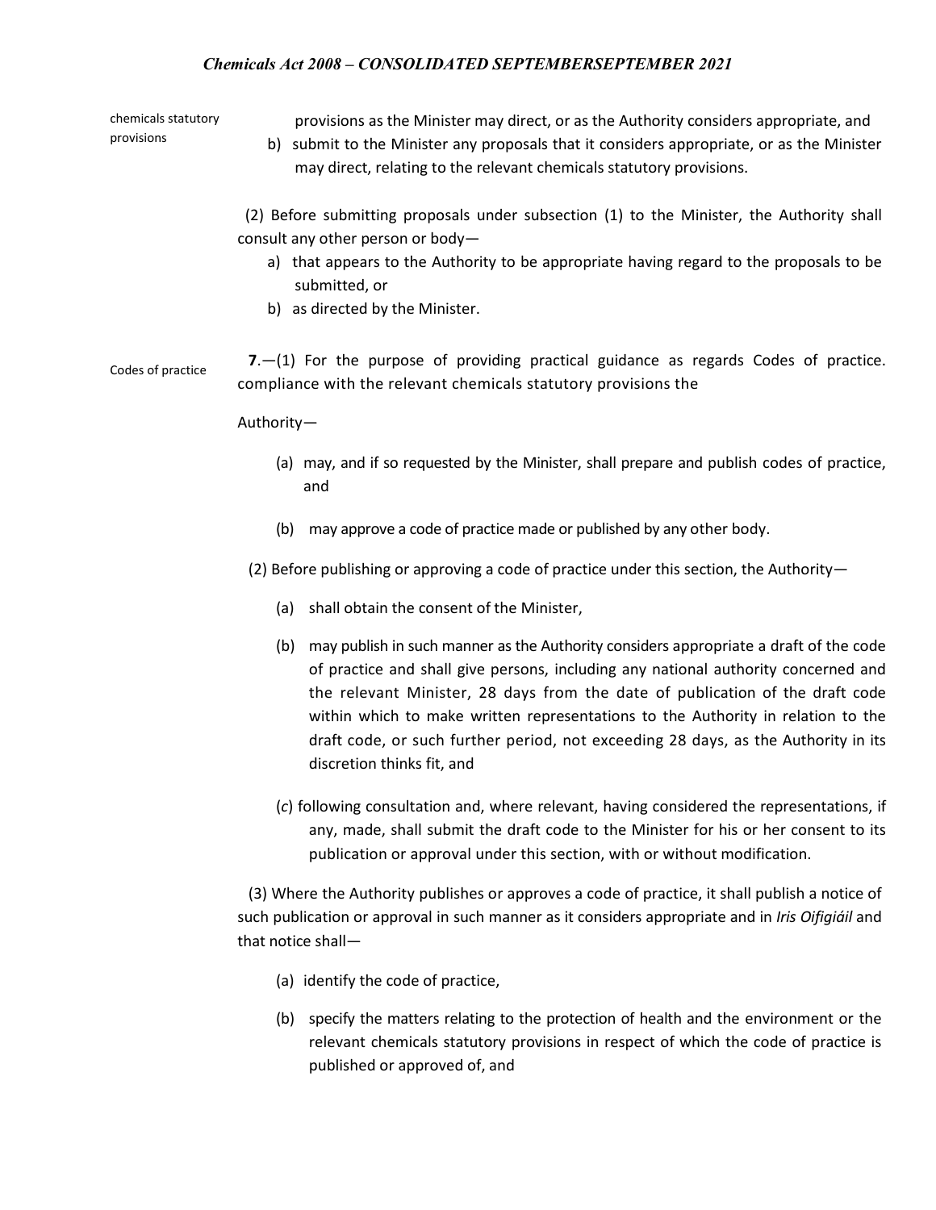chemicals statutory provisions

provisions as the Minister may direct, or as the Authority considers appropriate, and

b) submit to the Minister any proposals that it considers appropriate, or as the Minister may direct, relating to the relevant chemicals statutory provisions.

(2) Before submitting proposals under subsection (1) to the Minister, the Authority shall consult any other person or body—

a) that appears to the Authority to be appropriate having regard to the proposals to be submitted, or
b) as directed by the Minister.

Codes of practice

**7**.—(1) For the purpose of providing practical guidance as regards Codes of practice. compliance with the relevant chemicals statutory provisions the

Authority—

(a) may, and if so requested by the Minister, shall prepare and publish codes of practice, and

(b) may approve a code of practice made or published by any other body.

(2) Before publishing or approving a code of practice under this section, the Authority—

(a) shall obtain the consent of the Minister,

(b) may publish in such manner as the Authority considers appropriate a draft of the code of practice and shall give persons, including any national authority concerned and the relevant Minister, 28 days from the date of publication of the draft code within which to make written representations to the Authority in relation to the draft code, or such further period, not exceeding 28 days, as the Authority in its discretion thinks fit, and

(*c*) following consultation and, where relevant, having considered the representations, if any, made, shall submit the draft code to the Minister for his or her consent to its publication or approval under this section, with or without modification.

(3) Where the Authority publishes or approves a code of practice, it shall publish a notice of such publication or approval in such manner as it considers appropriate and in *Iris Oifigiáil* and that notice shall—

(a) identify the code of practice,

(b) specify the matters relating to the protection of health and the environment or the relevant chemicals statutory provisions in respect of which the code of practice is published or approved of, and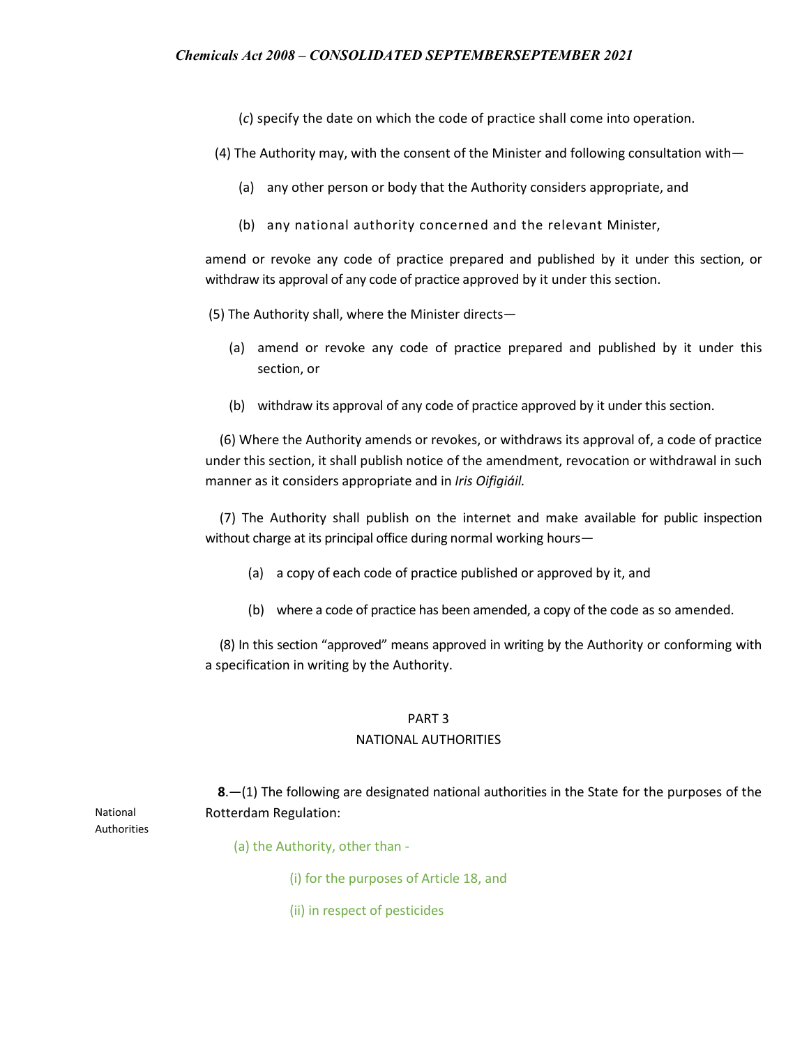(*c*) specify the date on which the code of practice shall come into operation.

(4) The Authority may, with the consent of the Minister and following consultation with—

(a) any other person or body that the Authority considers appropriate, and

(b) any national authority concerned and the relevant Minister,

amend or revoke any code of practice prepared and published by it under this section, or withdraw its approval of any code of practice approved by it under this section.

(5) The Authority shall, where the Minister directs—

(a) amend or revoke any code of practice prepared and published by it under this section, or

(b) withdraw its approval of any code of practice approved by it under this section.

(6) Where the Authority amends or revokes, or withdraws its approval of, a code of practice under this section, it shall publish notice of the amendment, revocation or withdrawal in such manner as it considers appropriate and in *Iris Oifigiáil.*

(7) The Authority shall publish on the internet and make available for public inspection without charge at its principal office during normal working hours—

(a) a copy of each code of practice published or approved by it, and

(b) where a code of practice has been amended, a copy of the code as so amended.

(8) In this section "approved" means approved in writing by the Authority or conforming with a specification in writing by the Authority.

## PART 3
## NATIONAL AUTHORITIES

National Authorities

**8**.—(1) The following are designated national authorities in the State for the purposes of the Rotterdam Regulation:

(a) the Authority, other than -

(i) for the purposes of Article 18, and

(ii) in respect of pesticides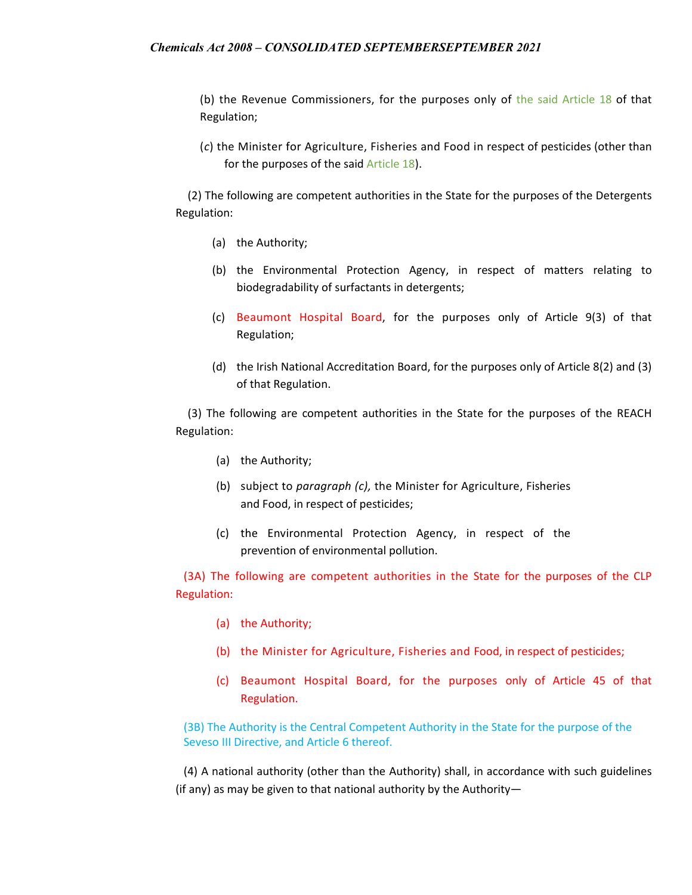(b) the Revenue Commissioners, for the purposes only of the said Article 18 of that Regulation;

(*c*) the Minister for Agriculture, Fisheries and Food in respect of pesticides (other than for the purposes of the said Article 18).

(2) The following are competent authorities in the State for the purposes of the Detergents Regulation:

(a) the Authority;

(b) the Environmental Protection Agency, in respect of matters relating to biodegradability of surfactants in detergents;

(c) Beaumont Hospital Board, for the purposes only of Article 9(3) of that Regulation;

(d) the Irish National Accreditation Board, for the purposes only of Article 8(2) and (3) of that Regulation.

(3) The following are competent authorities in the State for the purposes of the REACH Regulation:

(a) the Authority;

(b) subject to *paragraph (c),* the Minister for Agriculture, Fisheries and Food, in respect of pesticides;

(c) the Environmental Protection Agency, in respect of the prevention of environmental pollution.

(3A) The following are competent authorities in the State for the purposes of the CLP Regulation:

(a) the Authority;

(b) the Minister for Agriculture, Fisheries and Food, in respect of pesticides;

(c) Beaumont Hospital Board, for the purposes only of Article 45 of that Regulation.

(3B) The Authority is the Central Competent Authority in the State for the purpose of the Seveso III Directive, and Article 6 thereof.

(4) A national authority (other than the Authority) shall, in accordance with such guidelines (if any) as may be given to that national authority by the Authority—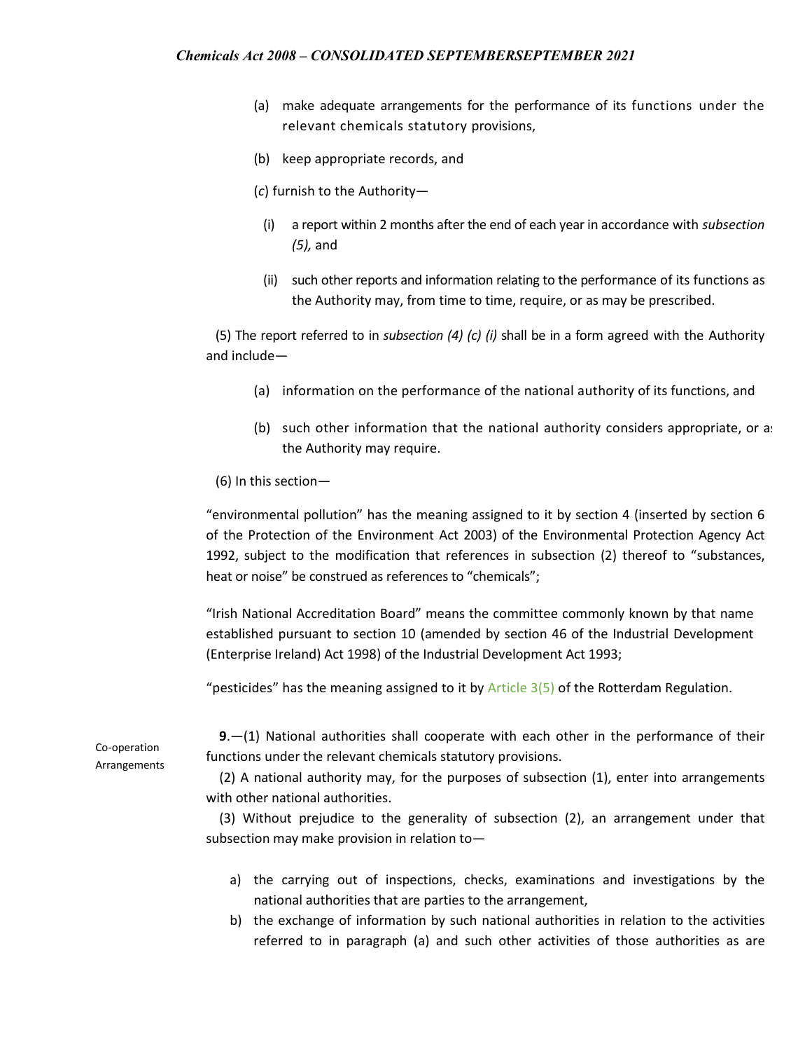(a) make adequate arrangements for the performance of its functions under the relevant chemicals statutory provisions,

(b) keep appropriate records, and

(*c*) furnish to the Authority—

(i) a report within 2 months after the end of each year in accordance with *subsection (5),* and

(ii) such other reports and information relating to the performance of its functions as the Authority may, from time to time, require, or as may be prescribed.

(5) The report referred to in *subsection (4) (c) (i)* shall be in a form agreed with the Authority and include—

(a) information on the performance of the national authority of its functions, and

(b) such other information that the national authority considers appropriate, or as the Authority may require.

(6) In this section—

"environmental pollution" has the meaning assigned to it by section 4 (inserted by section 6 of the Protection of the Environment Act 2003) of the Environmental Protection Agency Act 1992, subject to the modification that references in subsection (2) thereof to "substances, heat or noise" be construed as references to "chemicals";

"Irish National Accreditation Board" means the committee commonly known by that name established pursuant to section 10 (amended by section 46 of the Industrial Development (Enterprise Ireland) Act 1998) of the Industrial Development Act 1993;

"pesticides" has the meaning assigned to it by Article 3(5) of the Rotterdam Regulation.

Co-operation Arrangements

**9**.—(1) National authorities shall cooperate with each other in the performance of their functions under the relevant chemicals statutory provisions.

(2) A national authority may, for the purposes of subsection (1), enter into arrangements with other national authorities.

(3) Without prejudice to the generality of subsection (2), an arrangement under that subsection may make provision in relation to—

a) the carrying out of inspections, checks, examinations and investigations by the national authorities that are parties to the arrangement,

b) the exchange of information by such national authorities in relation to the activities referred to in paragraph (a) and such other activities of those authorities as are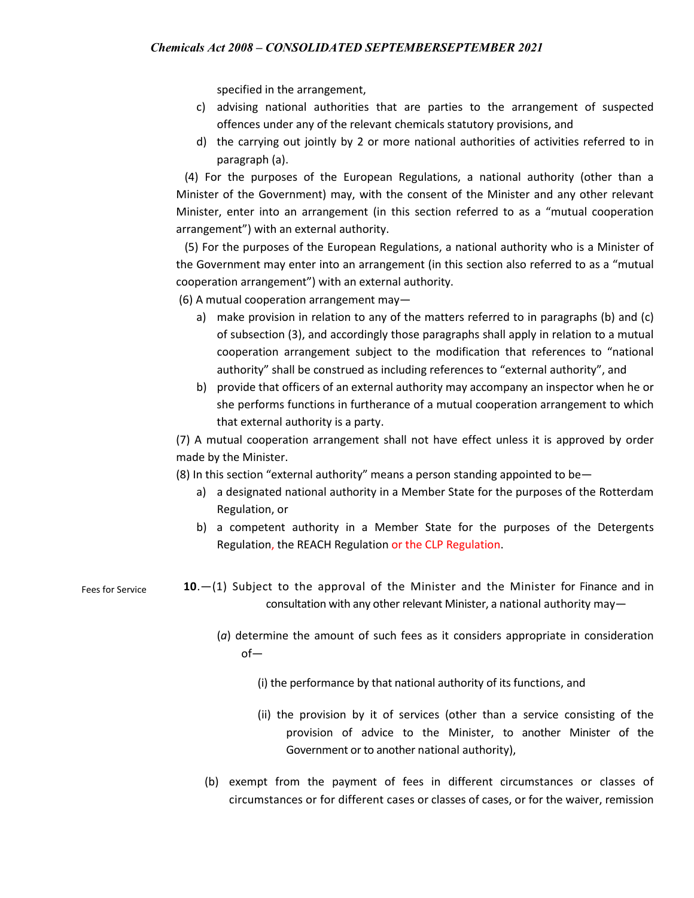specified in the arrangement,

c) advising national authorities that are parties to the arrangement of suspected offences under any of the relevant chemicals statutory provisions, and

d) the carrying out jointly by 2 or more national authorities of activities referred to in paragraph (a).

(4) For the purposes of the European Regulations, a national authority (other than a Minister of the Government) may, with the consent of the Minister and any other relevant Minister, enter into an arrangement (in this section referred to as a "mutual cooperation arrangement") with an external authority.

(5) For the purposes of the European Regulations, a national authority who is a Minister of the Government may enter into an arrangement (in this section also referred to as a "mutual cooperation arrangement") with an external authority.

(6) A mutual cooperation arrangement may—

a) make provision in relation to any of the matters referred to in paragraphs (b) and (c) of subsection (3), and accordingly those paragraphs shall apply in relation to a mutual cooperation arrangement subject to the modification that references to "national authority" shall be construed as including references to "external authority", and

b) provide that officers of an external authority may accompany an inspector when he or she performs functions in furtherance of a mutual cooperation arrangement to which that external authority is a party.

(7) A mutual cooperation arrangement shall not have effect unless it is approved by order made by the Minister.

(8) In this section "external authority" means a person standing appointed to be—

a) a designated national authority in a Member State for the purposes of the Rotterdam Regulation, or

b) a competent authority in a Member State for the purposes of the Detergents Regulation, the REACH Regulation or the CLP Regulation.

Fees for Service

**10**.—(1) Subject to the approval of the Minister and the Minister for Finance and in consultation with any other relevant Minister, a national authority may—

(*a*) determine the amount of such fees as it considers appropriate in consideration of—

(i) the performance by that national authority of its functions, and

(ii) the provision by it of services (other than a service consisting of the provision of advice to the Minister, to another Minister of the Government or to another national authority),

(b) exempt from the payment of fees in different circumstances or classes of circumstances or for different cases or classes of cases, or for the waiver, remission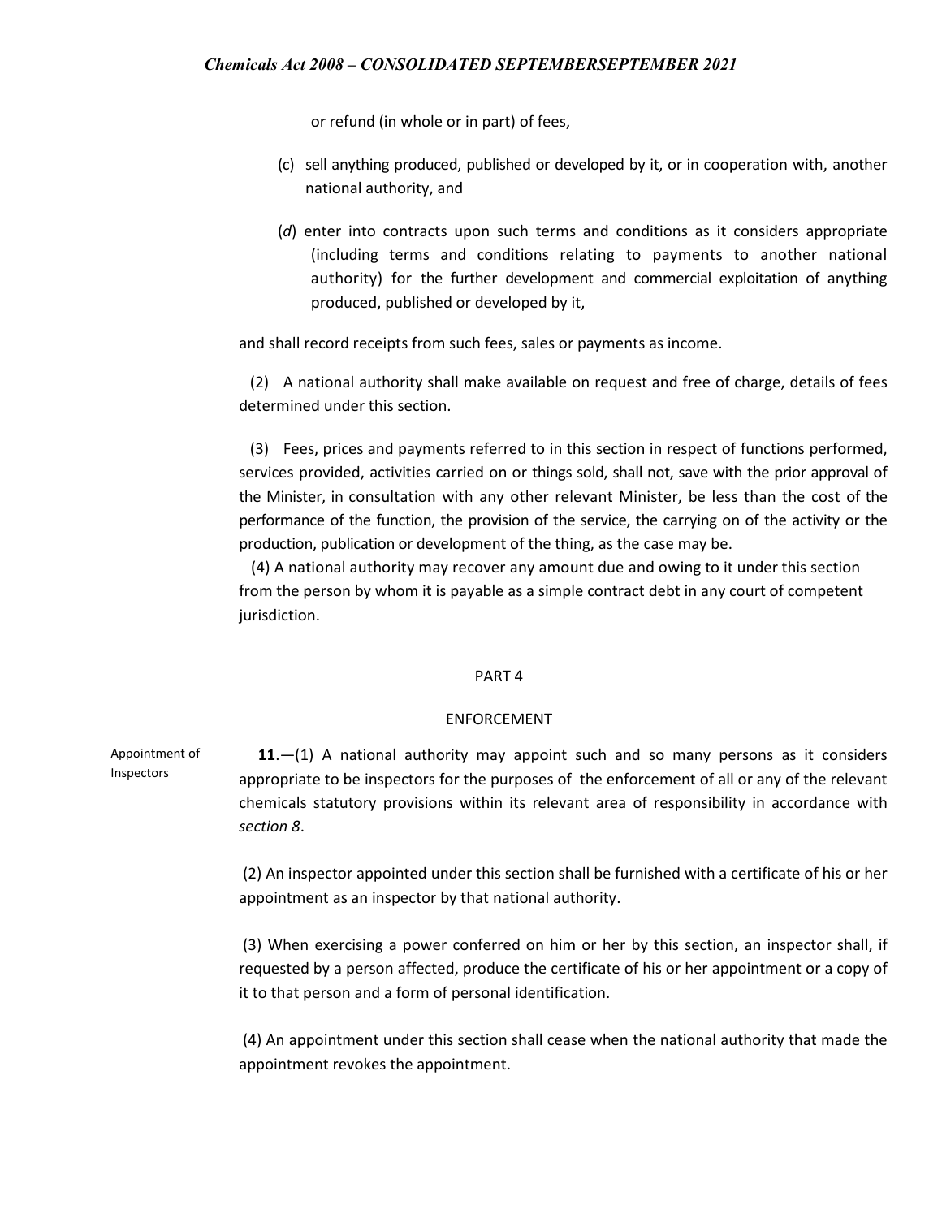or refund (in whole or in part) of fees,

(c) sell anything produced, published or developed by it, or in cooperation with, another national authority, and

(*d*) enter into contracts upon such terms and conditions as it considers appropriate (including terms and conditions relating to payments to another national authority) for the further development and commercial exploitation of anything produced, published or developed by it,

and shall record receipts from such fees, sales or payments as income.

(2) A national authority shall make available on request and free of charge, details of fees determined under this section.

(3) Fees, prices and payments referred to in this section in respect of functions performed, services provided, activities carried on or things sold, shall not, save with the prior approval of the Minister, in consultation with any other relevant Minister, be less than the cost of the performance of the function, the provision of the service, the carrying on of the activity or the production, publication or development of the thing, as the case may be.

(4) A national authority may recover any amount due and owing to it under this section from the person by whom it is payable as a simple contract debt in any court of competent jurisdiction.

## PART 4

## ENFORCEMENT

Appointment of Inspectors

**11**.—(1) A national authority may appoint such and so many persons as it considers appropriate to be inspectors for the purposes of the enforcement of all or any of the relevant chemicals statutory provisions within its relevant area of responsibility in accordance with *section 8*.

(2) An inspector appointed under this section shall be furnished with a certificate of his or her appointment as an inspector by that national authority.

(3) When exercising a power conferred on him or her by this section, an inspector shall, if requested by a person affected, produce the certificate of his or her appointment or a copy of it to that person and a form of personal identification.

(4) An appointment under this section shall cease when the national authority that made the appointment revokes the appointment.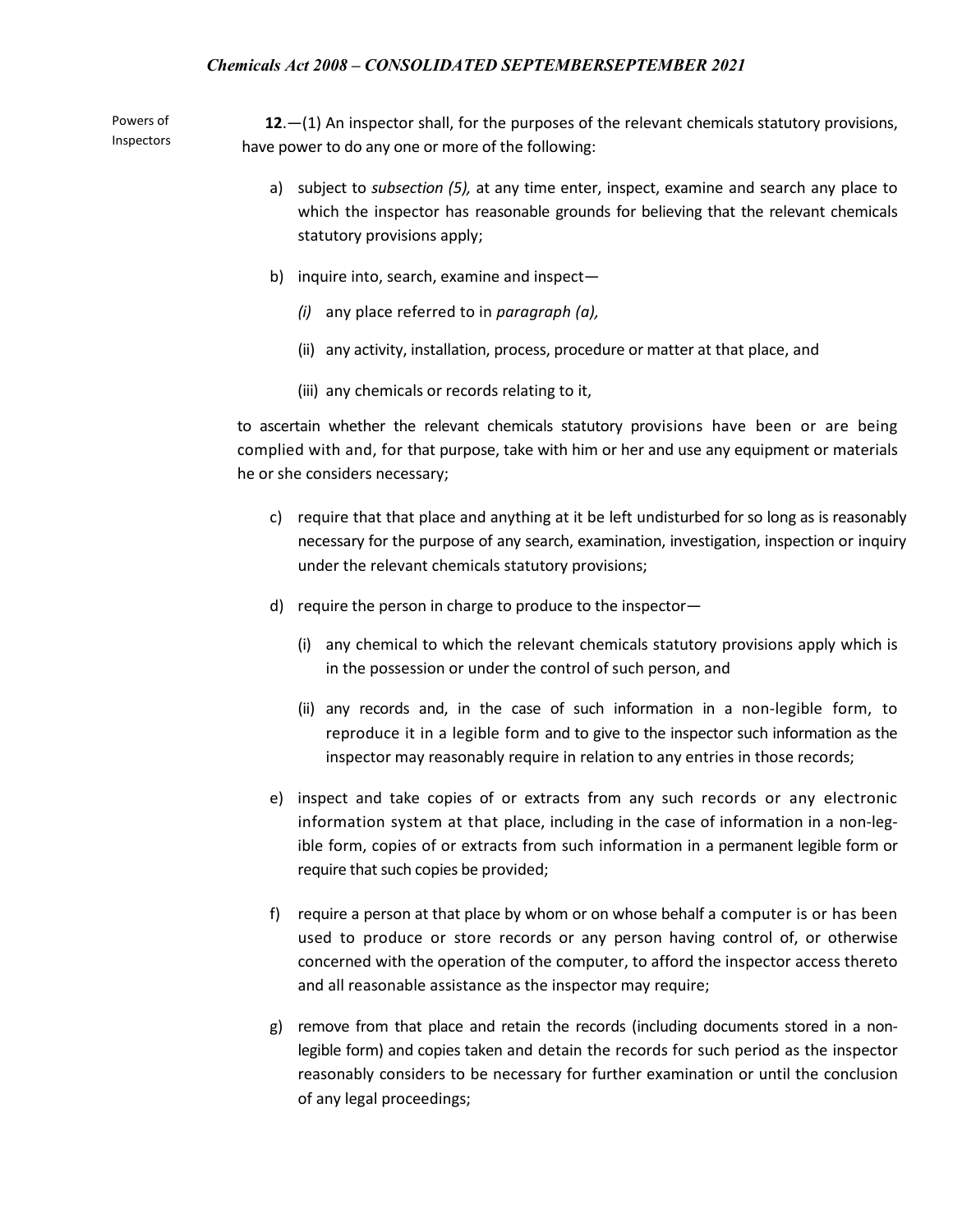Powers of Inspectors

**12**.—(1) An inspector shall, for the purposes of the relevant chemicals statutory provisions, have power to do any one or more of the following:

a) subject to *subsection (5),* at any time enter, inspect, examine and search any place to which the inspector has reasonable grounds for believing that the relevant chemicals statutory provisions apply;

b) inquire into, search, examine and inspect—

   *(i)* any place referred to in *paragraph (a),*

   (ii) any activity, installation, process, procedure or matter at that place, and

   (iii) any chemicals or records relating to it,

to ascertain whether the relevant chemicals statutory provisions have been or are being complied with and, for that purpose, take with him or her and use any equipment or materials he or she considers necessary;

c) require that that place and anything at it be left undisturbed for so long as is reasonably necessary for the purpose of any search, examination, investigation, inspection or inquiry under the relevant chemicals statutory provisions;

d) require the person in charge to produce to the inspector—

   (i) any chemical to which the relevant chemicals statutory provisions apply which is in the possession or under the control of such person, and

   (ii) any records and, in the case of such information in a non-legible form, to reproduce it in a legible form and to give to the inspector such information as the inspector may reasonably require in relation to any entries in those records;

e) inspect and take copies of or extracts from any such records or any electronic information system at that place, including in the case of information in a non-legible form, copies of or extracts from such information in a permanent legible form or require that such copies be provided;

f) require a person at that place by whom or on whose behalf a computer is or has been used to produce or store records or any person having control of, or otherwise concerned with the operation of the computer, to afford the inspector access thereto and all reasonable assistance as the inspector may require;

g) remove from that place and retain the records (including documents stored in a non-legible form) and copies taken and detain the records for such period as the inspector reasonably considers to be necessary for further examination or until the conclusion of any legal proceedings;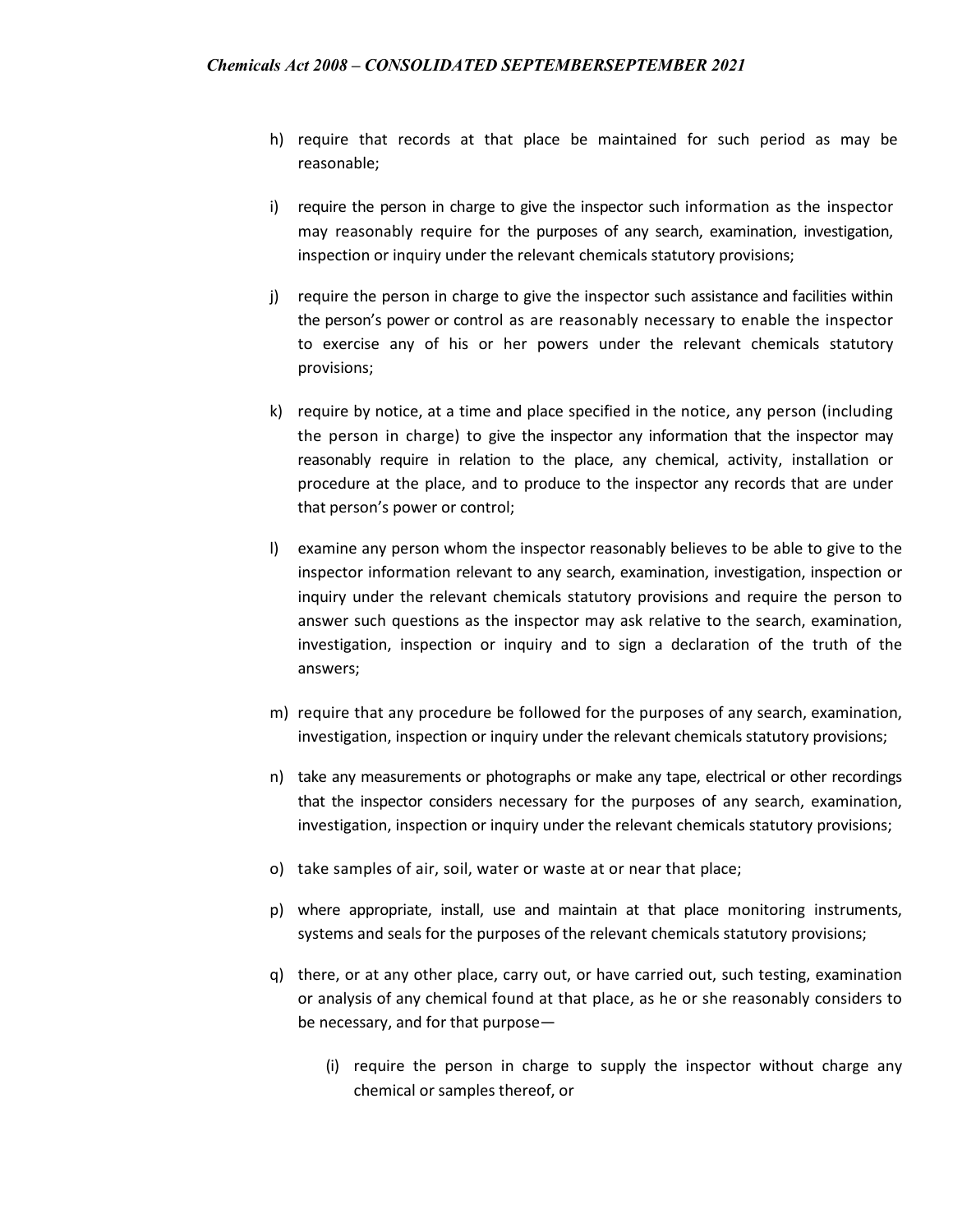h) require that records at that place be maintained for such period as may be reasonable;

i) require the person in charge to give the inspector such information as the inspector may reasonably require for the purposes of any search, examination, investigation, inspection or inquiry under the relevant chemicals statutory provisions;

j) require the person in charge to give the inspector such assistance and facilities within the person's power or control as are reasonably necessary to enable the inspector to exercise any of his or her powers under the relevant chemicals statutory provisions;

k) require by notice, at a time and place specified in the notice, any person (including the person in charge) to give the inspector any information that the inspector may reasonably require in relation to the place, any chemical, activity, installation or procedure at the place, and to produce to the inspector any records that are under that person's power or control;

l) examine any person whom the inspector reasonably believes to be able to give to the inspector information relevant to any search, examination, investigation, inspection or inquiry under the relevant chemicals statutory provisions and require the person to answer such questions as the inspector may ask relative to the search, examination, investigation, inspection or inquiry and to sign a declaration of the truth of the answers;

m) require that any procedure be followed for the purposes of any search, examination, investigation, inspection or inquiry under the relevant chemicals statutory provisions;

n) take any measurements or photographs or make any tape, electrical or other recordings that the inspector considers necessary for the purposes of any search, examination, investigation, inspection or inquiry under the relevant chemicals statutory provisions;

o) take samples of air, soil, water or waste at or near that place;

p) where appropriate, install, use and maintain at that place monitoring instruments, systems and seals for the purposes of the relevant chemicals statutory provisions;

q) there, or at any other place, carry out, or have carried out, such testing, examination or analysis of any chemical found at that place, as he or she reasonably considers to be necessary, and for that purpose—

    (i) require the person in charge to supply the inspector without charge any chemical or samples thereof, or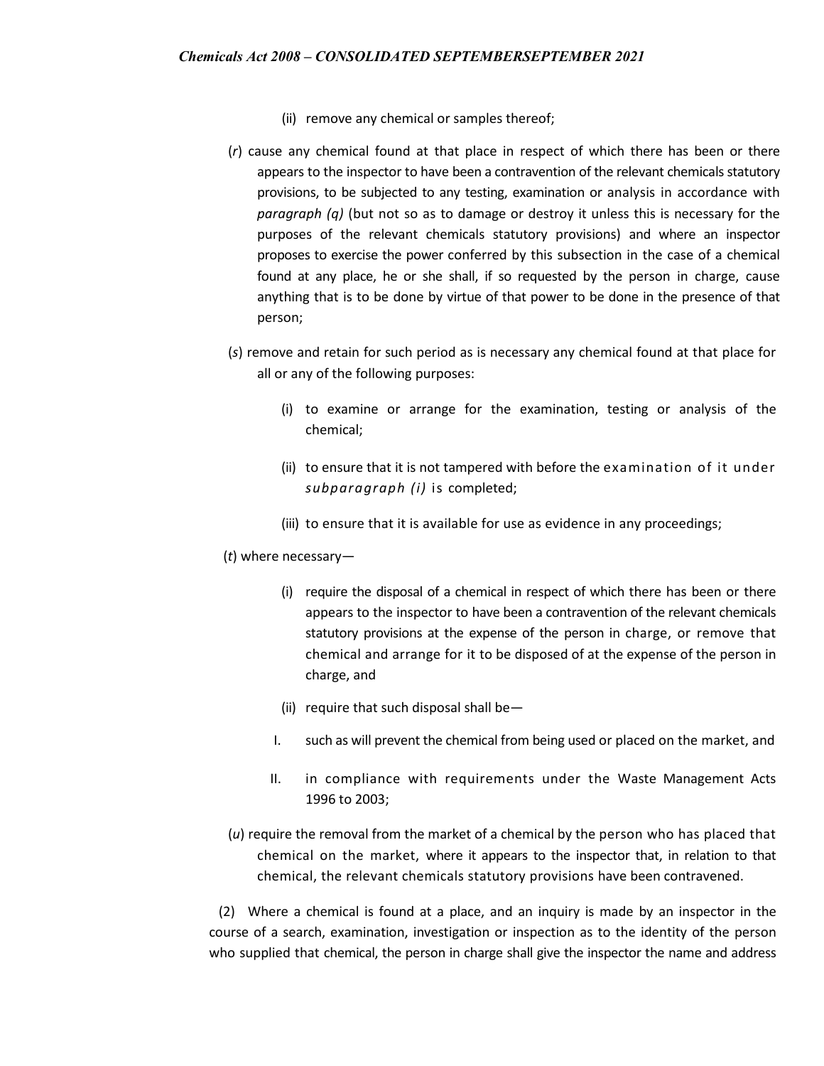(ii) remove any chemical or samples thereof;

(*r*) cause any chemical found at that place in respect of which there has been or there appears to the inspector to have been a contravention of the relevant chemicals statutory provisions, to be subjected to any testing, examination or analysis in accordance with *paragraph (q)* (but not so as to damage or destroy it unless this is necessary for the purposes of the relevant chemicals statutory provisions) and where an inspector proposes to exercise the power conferred by this subsection in the case of a chemical found at any place, he or she shall, if so requested by the person in charge, cause anything that is to be done by virtue of that power to be done in the presence of that person;

(*s*) remove and retain for such period as is necessary any chemical found at that place for all or any of the following purposes:

(i) to examine or arrange for the examination, testing or analysis of the chemical;

(ii) to ensure that it is not tampered with before the examination of it under *subparagraph (i)* is completed;

(iii) to ensure that it is available for use as evidence in any proceedings;

(*t*) where necessary—

(i) require the disposal of a chemical in respect of which there has been or there appears to the inspector to have been a contravention of the relevant chemicals statutory provisions at the expense of the person in charge, or remove that chemical and arrange for it to be disposed of at the expense of the person in charge, and

(ii) require that such disposal shall be—

I. such as will prevent the chemical from being used or placed on the market, and

II. in compliance with requirements under the Waste Management Acts 1996 to 2003;

(*u*) require the removal from the market of a chemical by the person who has placed that chemical on the market, where it appears to the inspector that, in relation to that chemical, the relevant chemicals statutory provisions have been contravened.

(2) Where a chemical is found at a place, and an inquiry is made by an inspector in the course of a search, examination, investigation or inspection as to the identity of the person who supplied that chemical, the person in charge shall give the inspector the name and address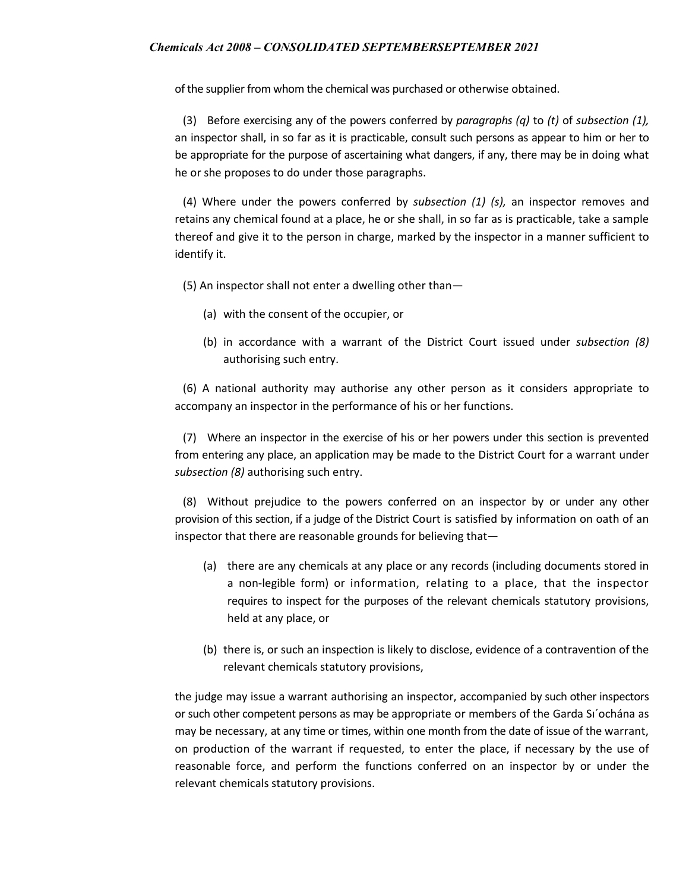of the supplier from whom the chemical was purchased or otherwise obtained.

(3) Before exercising any of the powers conferred by *paragraphs (q)* to *(t)* of *subsection (1),* an inspector shall, in so far as it is practicable, consult such persons as appear to him or her to be appropriate for the purpose of ascertaining what dangers, if any, there may be in doing what he or she proposes to do under those paragraphs.

(4) Where under the powers conferred by *subsection (1) (s),* an inspector removes and retains any chemical found at a place, he or she shall, in so far as is practicable, take a sample thereof and give it to the person in charge, marked by the inspector in a manner sufficient to identify it.

(5) An inspector shall not enter a dwelling other than—

(a) with the consent of the occupier, or

(b) in accordance with a warrant of the District Court issued under *subsection (8)* authorising such entry.

(6) A national authority may authorise any other person as it considers appropriate to accompany an inspector in the performance of his or her functions.

(7) Where an inspector in the exercise of his or her powers under this section is prevented from entering any place, an application may be made to the District Court for a warrant under *subsection (8)* authorising such entry.

(8) Without prejudice to the powers conferred on an inspector by or under any other provision of this section, if a judge of the District Court is satisfied by information on oath of an inspector that there are reasonable grounds for believing that—

(a) there are any chemicals at any place or any records (including documents stored in a non-legible form) or information, relating to a place, that the inspector requires to inspect for the purposes of the relevant chemicals statutory provisions, held at any place, or

(b) there is, or such an inspection is likely to disclose, evidence of a contravention of the relevant chemicals statutory provisions,

the judge may issue a warrant authorising an inspector, accompanied by such other inspectors or such other competent persons as may be appropriate or members of the Garda Síochána as may be necessary, at any time or times, within one month from the date of issue of the warrant, on production of the warrant if requested, to enter the place, if necessary by the use of reasonable force, and perform the functions conferred on an inspector by or under the relevant chemicals statutory provisions.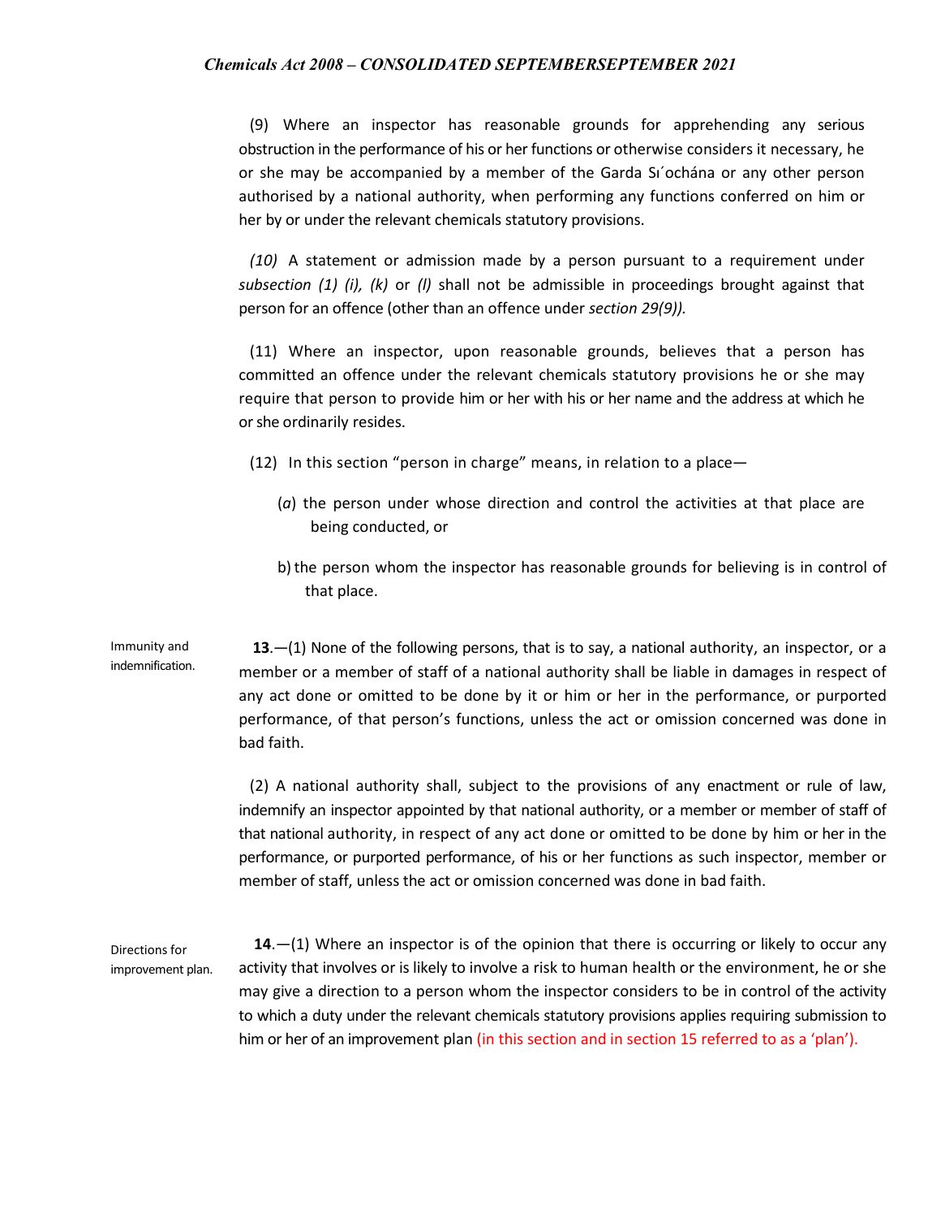(9) Where an inspector has reasonable grounds for apprehending any serious obstruction in the performance of his or her functions or otherwise considers it necessary, he or she may be accompanied by a member of the Garda Síochána or any other person authorised by a national authority, when performing any functions conferred on him or her by or under the relevant chemicals statutory provisions.

*(10)* A statement or admission made by a person pursuant to a requirement under *subsection (1) (i), (k)* or *(l)* shall not be admissible in proceedings brought against that person for an offence (other than an offence under *section 29(9)).*

(11) Where an inspector, upon reasonable grounds, believes that a person has committed an offence under the relevant chemicals statutory provisions he or she may require that person to provide him or her with his or her name and the address at which he or she ordinarily resides.

(12) In this section "person in charge" means, in relation to a place—

(*a*) the person under whose direction and control the activities at that place are being conducted, or

b) the person whom the inspector has reasonable grounds for believing is in control of that place.

Immunity and indemnification.

**13**.—(1) None of the following persons, that is to say, a national authority, an inspector, or a member or a member of staff of a national authority shall be liable in damages in respect of any act done or omitted to be done by it or him or her in the performance, or purported performance, of that person's functions, unless the act or omission concerned was done in bad faith.

(2) A national authority shall, subject to the provisions of any enactment or rule of law, indemnify an inspector appointed by that national authority, or a member or member of staff of that national authority, in respect of any act done or omitted to be done by him or her in the performance, or purported performance, of his or her functions as such inspector, member or member of staff, unless the act or omission concerned was done in bad faith.

Directions for improvement plan.

**14**.—(1) Where an inspector is of the opinion that there is occurring or likely to occur any activity that involves or is likely to involve a risk to human health or the environment, he or she may give a direction to a person whom the inspector considers to be in control of the activity to which a duty under the relevant chemicals statutory provisions applies requiring submission to him or her of an improvement plan (in this section and in section 15 referred to as a 'plan').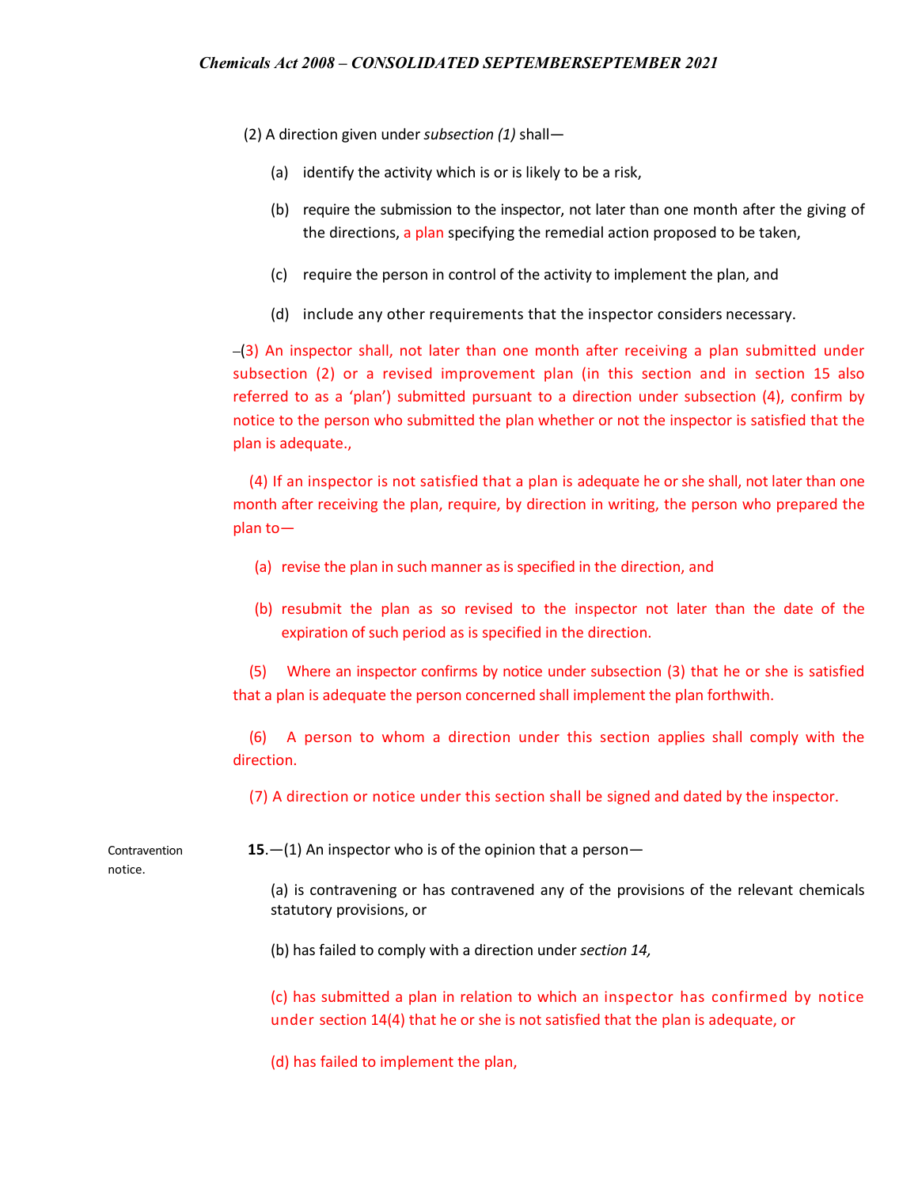(2) A direction given under *subsection (1)* shall—

(a) identify the activity which is or is likely to be a risk,

(b) require the submission to the inspector, not later than one month after the giving of the directions, a plan specifying the remedial action proposed to be taken,

(c) require the person in control of the activity to implement the plan, and

(d) include any other requirements that the inspector considers necessary.

–(3) An inspector shall, not later than one month after receiving a plan submitted under subsection (2) or a revised improvement plan (in this section and in section 15 also referred to as a 'plan') submitted pursuant to a direction under subsection (4), confirm by notice to the person who submitted the plan whether or not the inspector is satisfied that the plan is adequate.,

(4) If an inspector is not satisfied that a plan is adequate he or she shall, not later than one month after receiving the plan, require, by direction in writing, the person who prepared the plan to—

(a) revise the plan in such manner as is specified in the direction, and

(b) resubmit the plan as so revised to the inspector not later than the date of the expiration of such period as is specified in the direction.

(5) Where an inspector confirms by notice under subsection (3) that he or she is satisfied that a plan is adequate the person concerned shall implement the plan forthwith.

(6) A person to whom a direction under this section applies shall comply with the direction.

(7) A direction or notice under this section shall be signed and dated by the inspector.

Contravention notice.

**15**.—(1) An inspector who is of the opinion that a person—

(a) is contravening or has contravened any of the provisions of the relevant chemicals statutory provisions, or

(b) has failed to comply with a direction under *section 14,*

(c) has submitted a plan in relation to which an inspector has confirmed by notice under section 14(4) that he or she is not satisfied that the plan is adequate, or

(d) has failed to implement the plan,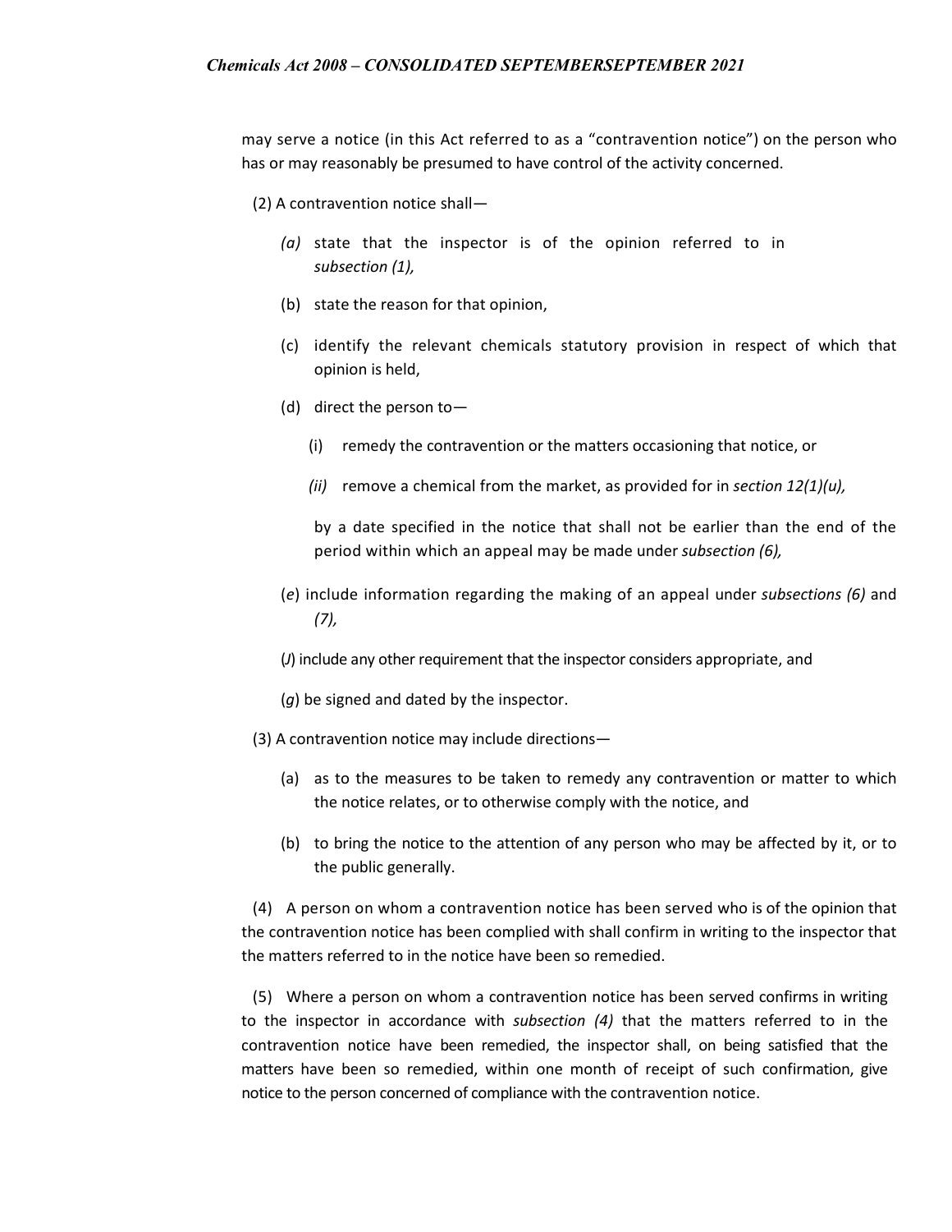may serve a notice (in this Act referred to as a "contravention notice") on the person who has or may reasonably be presumed to have control of the activity concerned.

(2) A contravention notice shall—

*(a)* state that the inspector is of the opinion referred to in *subsection (1),*

(b) state the reason for that opinion,

(c) identify the relevant chemicals statutory provision in respect of which that opinion is held,

(d) direct the person to—

(i) remedy the contravention or the matters occasioning that notice, or

*(ii)* remove a chemical from the market, as provided for in *section 12(1)(u),*

by a date specified in the notice that shall not be earlier than the end of the period within which an appeal may be made under *subsection (6),*

(*e*) include information regarding the making of an appeal under *subsections (6)* and *(7),*

(*J*) include any other requirement that the inspector considers appropriate, and

(*g*) be signed and dated by the inspector.

(3) A contravention notice may include directions—

(a) as to the measures to be taken to remedy any contravention or matter to which the notice relates, or to otherwise comply with the notice, and

(b) to bring the notice to the attention of any person who may be affected by it, or to the public generally.

(4) A person on whom a contravention notice has been served who is of the opinion that the contravention notice has been complied with shall confirm in writing to the inspector that the matters referred to in the notice have been so remedied.

(5) Where a person on whom a contravention notice has been served confirms in writing to the inspector in accordance with *subsection (4)* that the matters referred to in the contravention notice have been remedied, the inspector shall, on being satisfied that the matters have been so remedied, within one month of receipt of such confirmation, give notice to the person concerned of compliance with the contravention notice.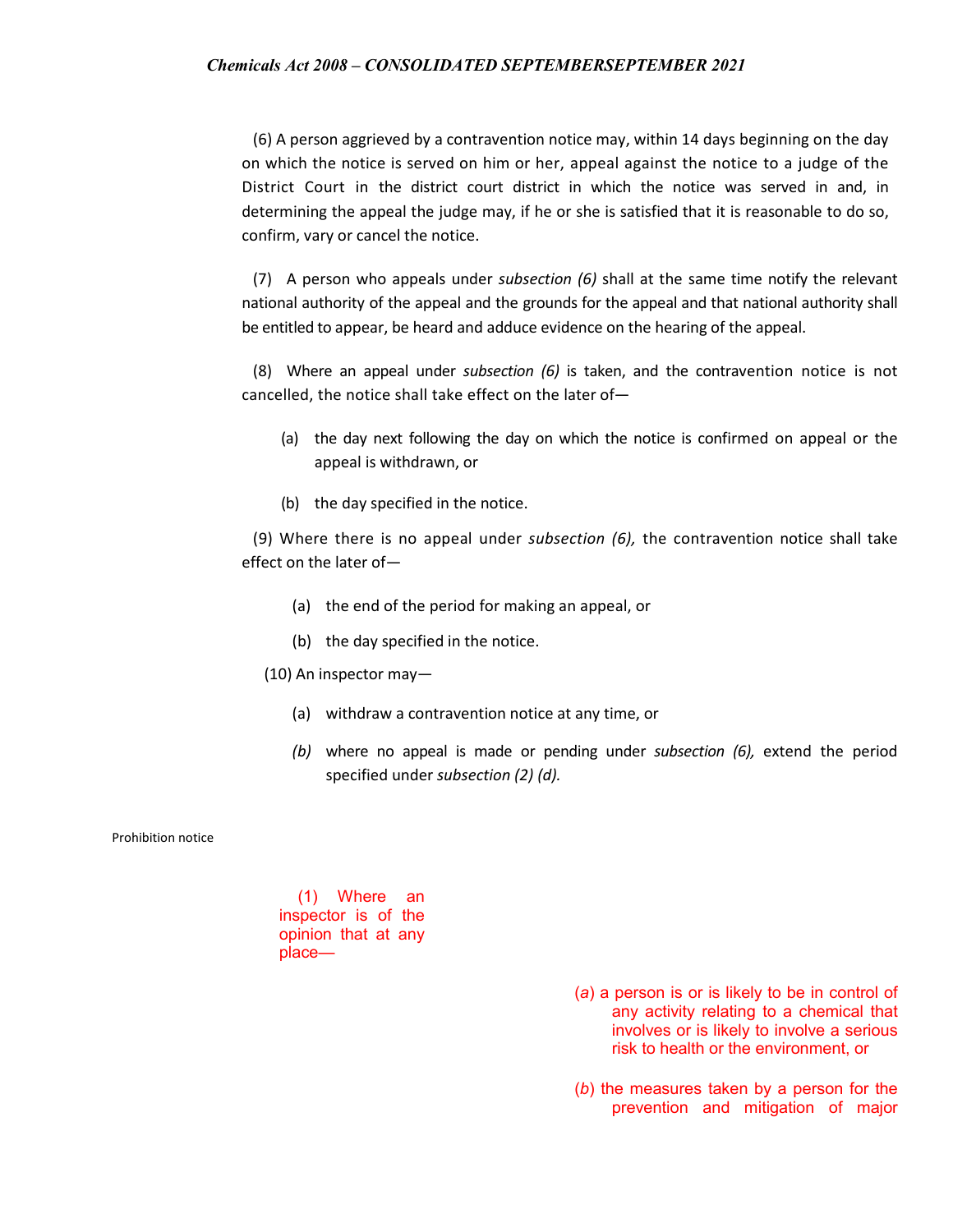(6) A person aggrieved by a contravention notice may, within 14 days beginning on the day on which the notice is served on him or her, appeal against the notice to a judge of the District Court in the district court district in which the notice was served in and, in determining the appeal the judge may, if he or she is satisfied that it is reasonable to do so, confirm, vary or cancel the notice.

(7) A person who appeals under *subsection (6)* shall at the same time notify the relevant national authority of the appeal and the grounds for the appeal and that national authority shall be entitled to appear, be heard and adduce evidence on the hearing of the appeal.

(8) Where an appeal under *subsection (6)* is taken, and the contravention notice is not cancelled, the notice shall take effect on the later of—

(a) the day next following the day on which the notice is confirmed on appeal or the appeal is withdrawn, or

(b) the day specified in the notice.

(9) Where there is no appeal under *subsection (6),* the contravention notice shall take effect on the later of—

(a) the end of the period for making an appeal, or

(b) the day specified in the notice.

(10) An inspector may—

(a) withdraw a contravention notice at any time, or

*(b)* where no appeal is made or pending under *subsection (6),* extend the period specified under *subsection (2) (d).*

Prohibition notice

(1) Where an inspector is of the opinion that at any place—

(*a*) a person is or is likely to be in control of any activity relating to a chemical that involves or is likely to involve a serious risk to health or the environment, or

(*b*) the measures taken by a person for the prevention and mitigation of major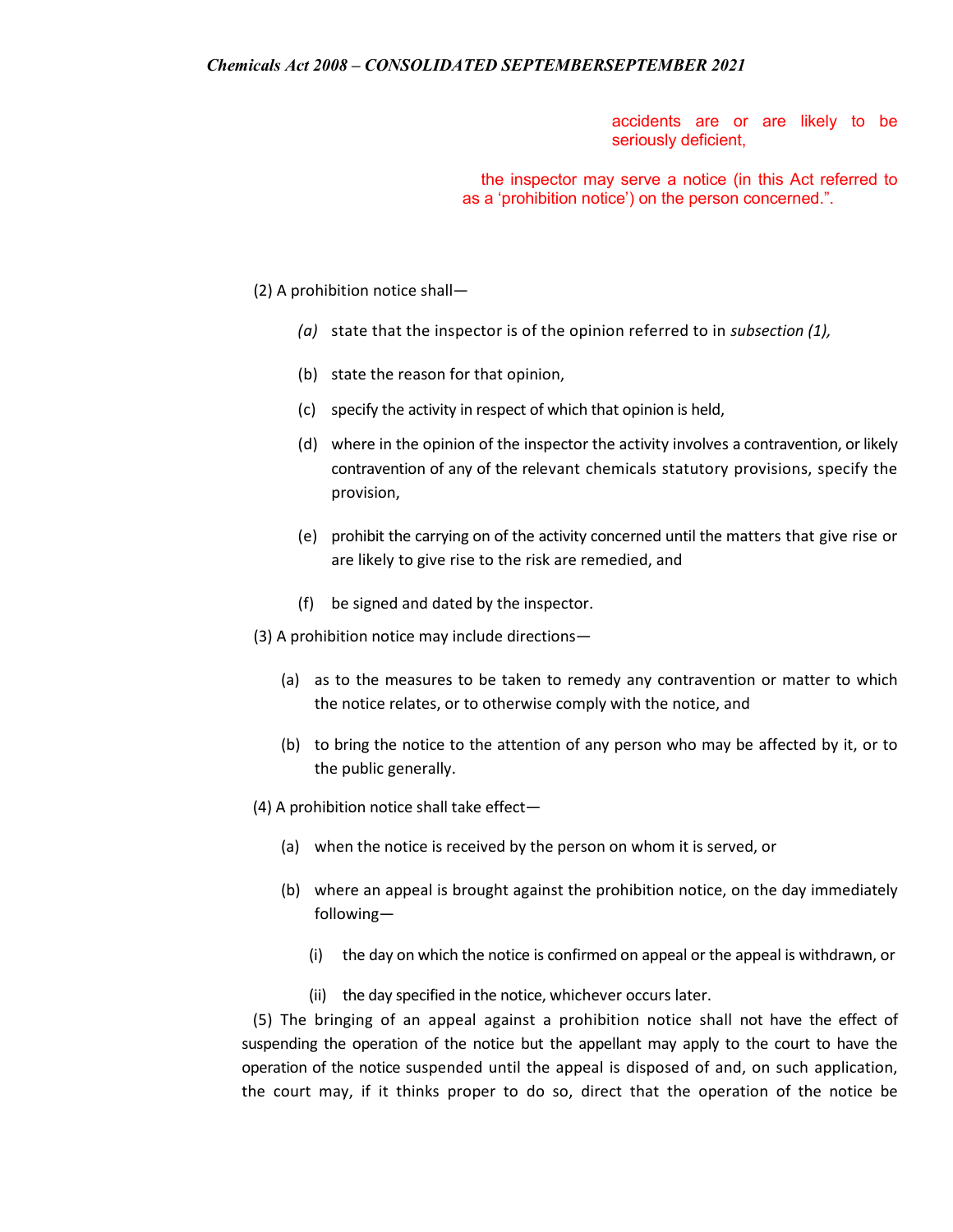accidents are or are likely to be seriously deficient,

the inspector may serve a notice (in this Act referred to as a 'prohibition notice') on the person concerned.".

(2) A prohibition notice shall—

*(a)* state that the inspector is of the opinion referred to in *subsection (1),*

(b) state the reason for that opinion,

(c) specify the activity in respect of which that opinion is held,

(d) where in the opinion of the inspector the activity involves a contravention, or likely contravention of any of the relevant chemicals statutory provisions, specify the provision,

(e) prohibit the carrying on of the activity concerned until the matters that give rise or are likely to give rise to the risk are remedied, and

(f) be signed and dated by the inspector.

(3) A prohibition notice may include directions—

(a) as to the measures to be taken to remedy any contravention or matter to which the notice relates, or to otherwise comply with the notice, and

(b) to bring the notice to the attention of any person who may be affected by it, or to the public generally.

(4) A prohibition notice shall take effect—

(a) when the notice is received by the person on whom it is served, or

(b) where an appeal is brought against the prohibition notice, on the day immediately following—

(i) the day on which the notice is confirmed on appeal or the appeal is withdrawn, or

(ii) the day specified in the notice, whichever occurs later.

(5) The bringing of an appeal against a prohibition notice shall not have the effect of suspending the operation of the notice but the appellant may apply to the court to have the operation of the notice suspended until the appeal is disposed of and, on such application, the court may, if it thinks proper to do so, direct that the operation of the notice be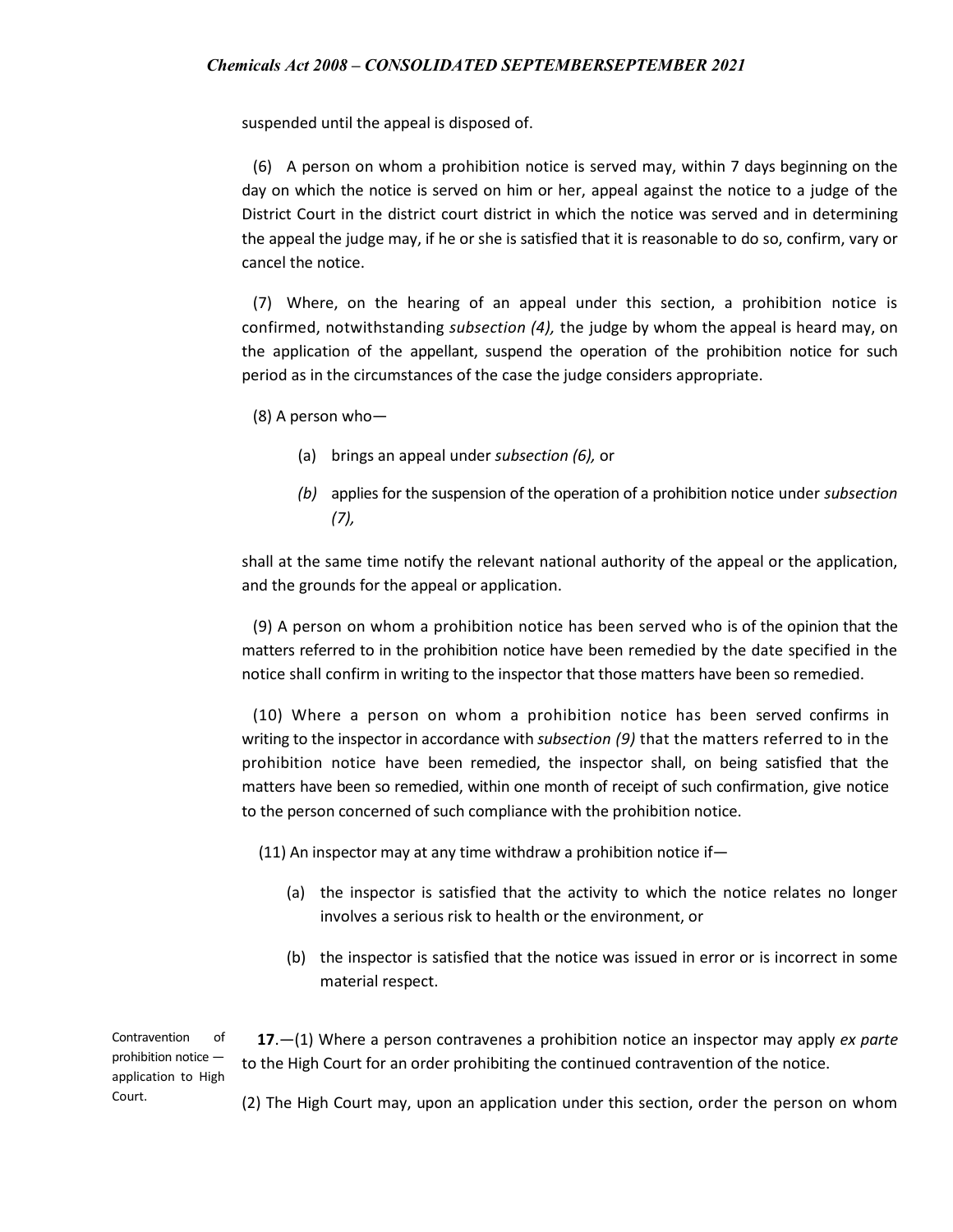suspended until the appeal is disposed of.

(6) A person on whom a prohibition notice is served may, within 7 days beginning on the day on which the notice is served on him or her, appeal against the notice to a judge of the District Court in the district court district in which the notice was served and in determining the appeal the judge may, if he or she is satisfied that it is reasonable to do so, confirm, vary or cancel the notice.

(7) Where, on the hearing of an appeal under this section, a prohibition notice is confirmed, notwithstanding *subsection (4),* the judge by whom the appeal is heard may, on the application of the appellant, suspend the operation of the prohibition notice for such period as in the circumstances of the case the judge considers appropriate.

(8) A person who—

- (a) brings an appeal under *subsection (6),* or
- *(b)* applies for the suspension of the operation of a prohibition notice under *subsection (7),*

shall at the same time notify the relevant national authority of the appeal or the application, and the grounds for the appeal or application.

(9) A person on whom a prohibition notice has been served who is of the opinion that the matters referred to in the prohibition notice have been remedied by the date specified in the notice shall confirm in writing to the inspector that those matters have been so remedied.

(10) Where a person on whom a prohibition notice has been served confirms in writing to the inspector in accordance with *subsection (9)* that the matters referred to in the prohibition notice have been remedied, the inspector shall, on being satisfied that the matters have been so remedied, within one month of receipt of such confirmation, give notice to the person concerned of such compliance with the prohibition notice.

(11) An inspector may at any time withdraw a prohibition notice if—

- (a) the inspector is satisfied that the activity to which the notice relates no longer involves a serious risk to health or the environment, or
- (b) the inspector is satisfied that the notice was issued in error or is incorrect in some material respect.

Contravention of prohibition notice — application to High Court.

**17**.—(1) Where a person contravenes a prohibition notice an inspector may apply *ex parte* to the High Court for an order prohibiting the continued contravention of the notice.

(2) The High Court may, upon an application under this section, order the person on whom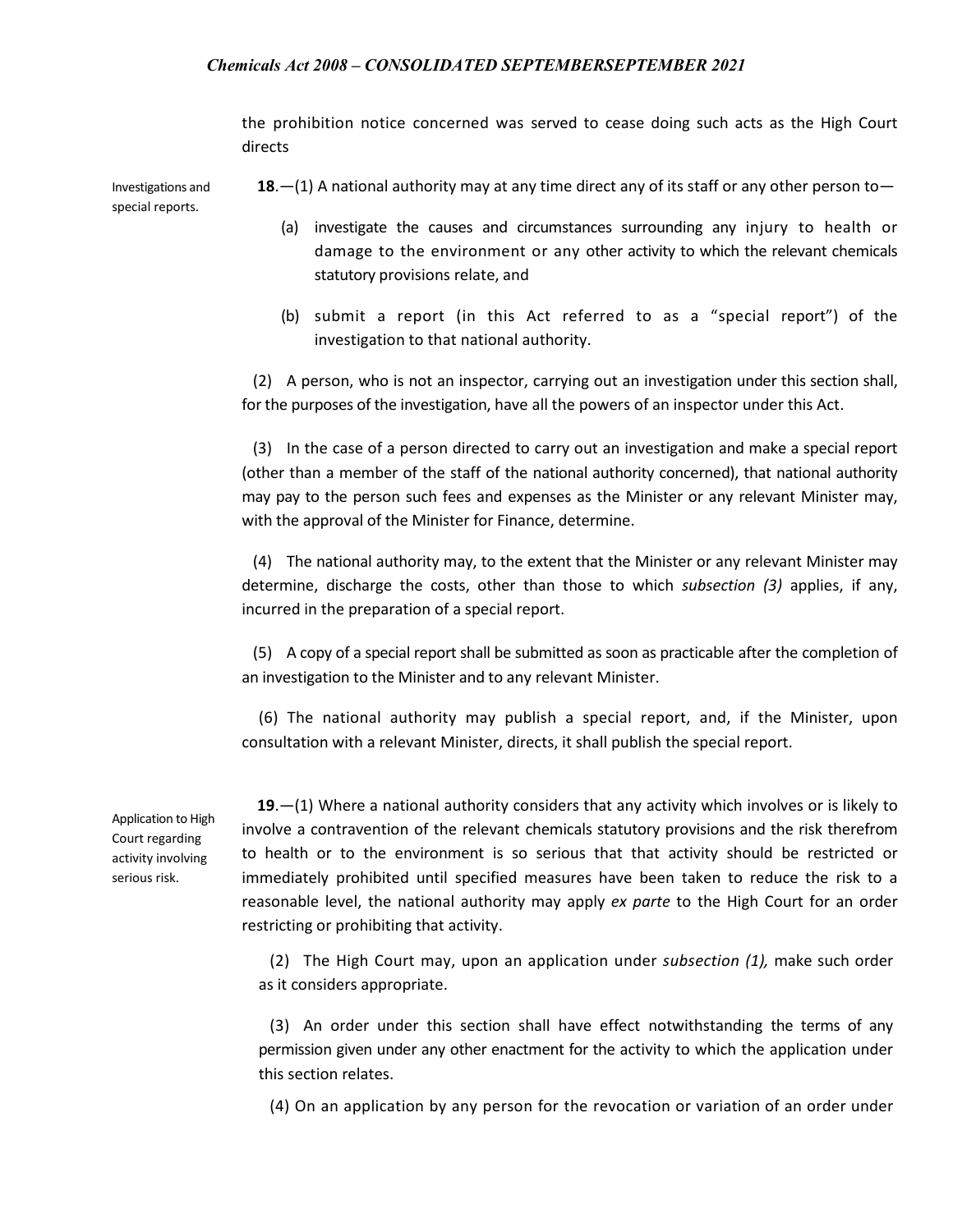the prohibition notice concerned was served to cease doing such acts as the High Court directs

Investigations and special reports.

**18**.—(1) A national authority may at any time direct any of its staff or any other person to—

(a) investigate the causes and circumstances surrounding any injury to health or damage to the environment or any other activity to which the relevant chemicals statutory provisions relate, and

(b) submit a report (in this Act referred to as a "special report") of the investigation to that national authority.

(2) A person, who is not an inspector, carrying out an investigation under this section shall, for the purposes of the investigation, have all the powers of an inspector under this Act.

(3) In the case of a person directed to carry out an investigation and make a special report (other than a member of the staff of the national authority concerned), that national authority may pay to the person such fees and expenses as the Minister or any relevant Minister may, with the approval of the Minister for Finance, determine.

(4) The national authority may, to the extent that the Minister or any relevant Minister may determine, discharge the costs, other than those to which *subsection (3)* applies, if any, incurred in the preparation of a special report.

(5) A copy of a special report shall be submitted as soon as practicable after the completion of an investigation to the Minister and to any relevant Minister.

(6) The national authority may publish a special report, and, if the Minister, upon consultation with a relevant Minister, directs, it shall publish the special report.

Application to High Court regarding activity involving serious risk.

**19**.—(1) Where a national authority considers that any activity which involves or is likely to involve a contravention of the relevant chemicals statutory provisions and the risk therefrom to health or to the environment is so serious that that activity should be restricted or immediately prohibited until specified measures have been taken to reduce the risk to a reasonable level, the national authority may apply *ex parte* to the High Court for an order restricting or prohibiting that activity.

(2) The High Court may, upon an application under *subsection (1),* make such order as it considers appropriate.

(3) An order under this section shall have effect notwithstanding the terms of any permission given under any other enactment for the activity to which the application under this section relates.

(4) On an application by any person for the revocation or variation of an order under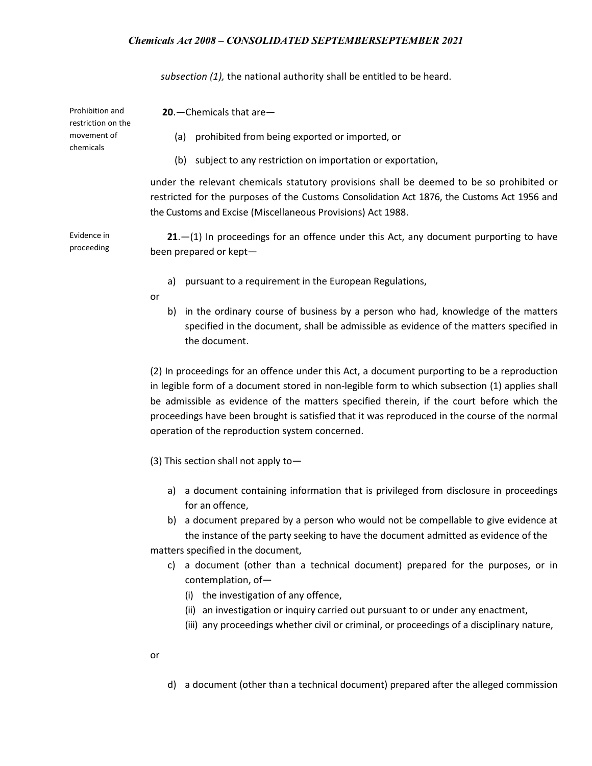*subsection (1),* the national authority shall be entitled to be heard.

Prohibition and restriction on the movement of chemicals

**20**.—Chemicals that are—

(a) prohibited from being exported or imported, or

(b) subject to any restriction on importation or exportation,

under the relevant chemicals statutory provisions shall be deemed to be so prohibited or restricted for the purposes of the Customs Consolidation Act 1876, the Customs Act 1956 and the Customs and Excise (Miscellaneous Provisions) Act 1988.

Evidence in proceeding

**21**.—(1) In proceedings for an offence under this Act, any document purporting to have been prepared or kept—

a) pursuant to a requirement in the European Regulations,

or

b) in the ordinary course of business by a person who had, knowledge of the matters specified in the document, shall be admissible as evidence of the matters specified in the document.

(2) In proceedings for an offence under this Act, a document purporting to be a reproduction in legible form of a document stored in non-legible form to which subsection (1) applies shall be admissible as evidence of the matters specified therein, if the court before which the proceedings have been brought is satisfied that it was reproduced in the course of the normal operation of the reproduction system concerned.

(3) This section shall not apply to—

a) a document containing information that is privileged from disclosure in proceedings for an offence,

b) a document prepared by a person who would not be compellable to give evidence at the instance of the party seeking to have the document admitted as evidence of the matters specified in the document,

c) a document (other than a technical document) prepared for the purposes, or in contemplation, of—

(i) the investigation of any offence,

(ii) an investigation or inquiry carried out pursuant to or under any enactment,

(iii) any proceedings whether civil or criminal, or proceedings of a disciplinary nature,

or

d) a document (other than a technical document) prepared after the alleged commission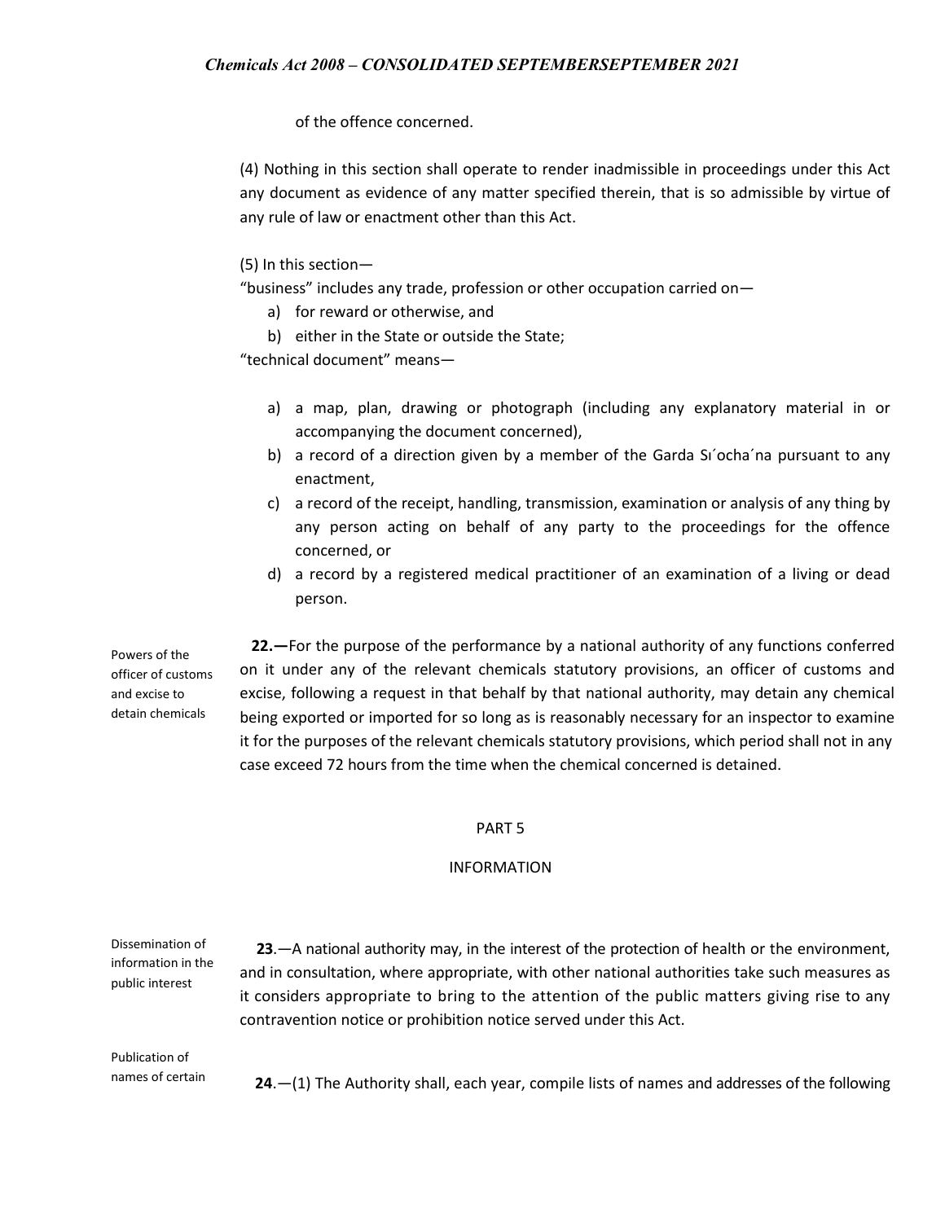of the offence concerned.

(4) Nothing in this section shall operate to render inadmissible in proceedings under this Act any document as evidence of any matter specified therein, that is so admissible by virtue of any rule of law or enactment other than this Act.

(5) In this section—

"business" includes any trade, profession or other occupation carried on—

a) for reward or otherwise, and
b) either in the State or outside the State;

"technical document" means—

a) a map, plan, drawing or photograph (including any explanatory material in or accompanying the document concerned),
b) a record of a direction given by a member of the Garda Sı´ocha´na pursuant to any enactment,
c) a record of the receipt, handling, transmission, examination or analysis of any thing by any person acting on behalf of any party to the proceedings for the offence concerned, or
d) a record by a registered medical practitioner of an examination of a living or dead person.

Powers of the officer of customs and excise to detain chemicals

**22.—**For the purpose of the performance by a national authority of any functions conferred on it under any of the relevant chemicals statutory provisions, an officer of customs and excise, following a request in that behalf by that national authority, may detain any chemical being exported or imported for so long as is reasonably necessary for an inspector to examine it for the purposes of the relevant chemicals statutory provisions, which period shall not in any case exceed 72 hours from the time when the chemical concerned is detained.

## PART 5

## INFORMATION

Dissemination of information in the public interest

**23**.—A national authority may, in the interest of the protection of health or the environment, and in consultation, where appropriate, with other national authorities take such measures as it considers appropriate to bring to the attention of the public matters giving rise to any contravention notice or prohibition notice served under this Act.

Publication of names of certain

**24**.—(1) The Authority shall, each year, compile lists of names and addresses of the following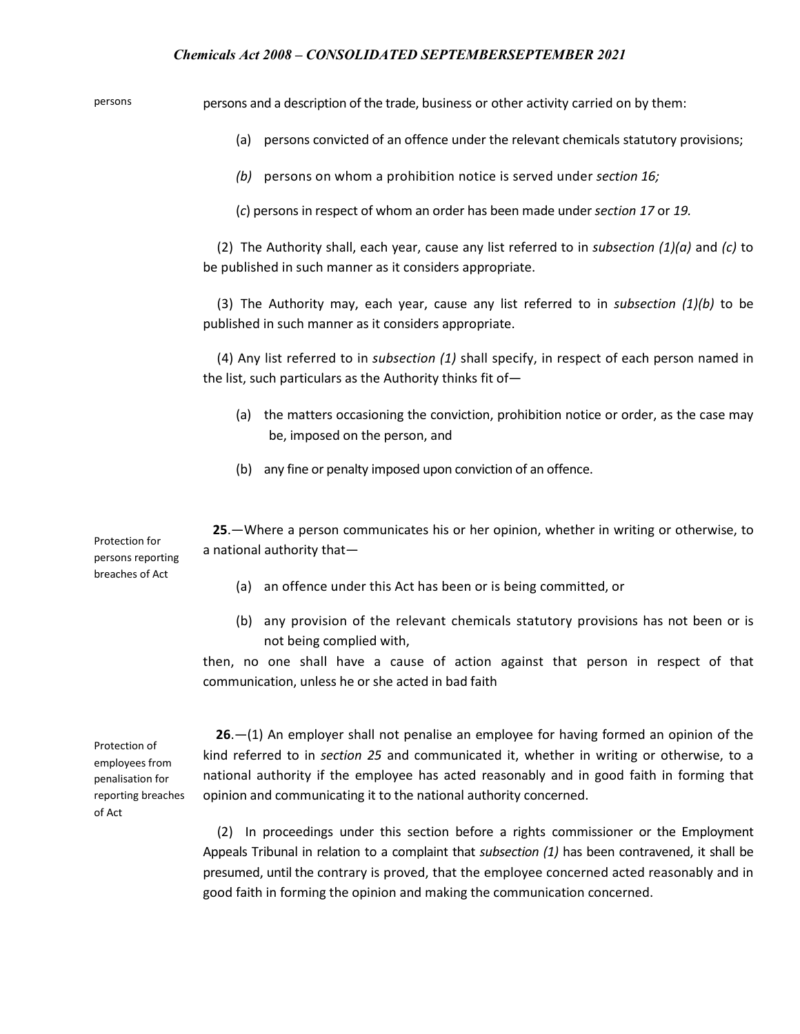persons

persons and a description of the trade, business or other activity carried on by them:

(a) persons convicted of an offence under the relevant chemicals statutory provisions;

*(b)* persons on whom a prohibition notice is served under *section 16;*

(*c*) persons in respect of whom an order has been made under *section 17* or *19.*

(2) The Authority shall, each year, cause any list referred to in *subsection (1)(a)* and *(c)* to be published in such manner as it considers appropriate.

(3) The Authority may, each year, cause any list referred to in *subsection (1)(b)* to be published in such manner as it considers appropriate.

(4) Any list referred to in *subsection (1)* shall specify, in respect of each person named in the list, such particulars as the Authority thinks fit of—

(a) the matters occasioning the conviction, prohibition notice or order, as the case may be, imposed on the person, and

(b) any fine or penalty imposed upon conviction of an offence.

Protection for persons reporting breaches of Act

**25**.—Where a person communicates his or her opinion, whether in writing or otherwise, to a national authority that—

(a) an offence under this Act has been or is being committed, or

(b) any provision of the relevant chemicals statutory provisions has not been or is not being complied with,

then, no one shall have a cause of action against that person in respect of that communication, unless he or she acted in bad faith

Protection of employees from penalisation for reporting breaches of Act

**26**.—(1) An employer shall not penalise an employee for having formed an opinion of the kind referred to in *section 25* and communicated it, whether in writing or otherwise, to a national authority if the employee has acted reasonably and in good faith in forming that opinion and communicating it to the national authority concerned.

(2) In proceedings under this section before a rights commissioner or the Employment Appeals Tribunal in relation to a complaint that *subsection (1)* has been contravened, it shall be presumed, until the contrary is proved, that the employee concerned acted reasonably and in good faith in forming the opinion and making the communication concerned.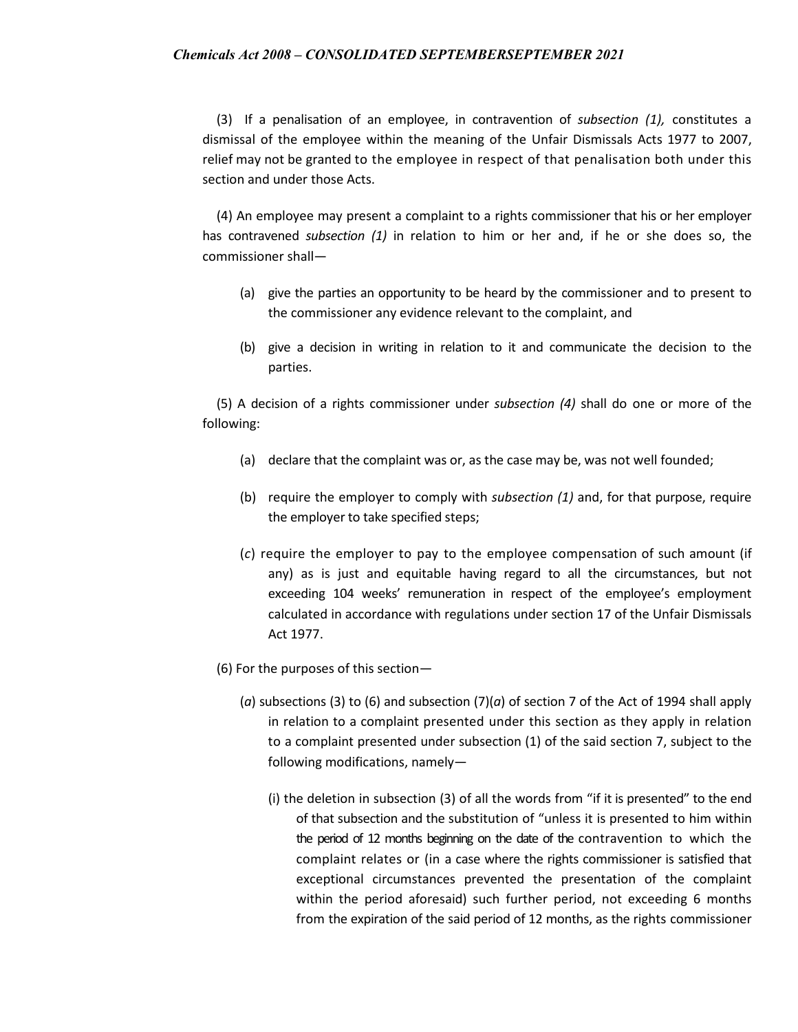(3) If a penalisation of an employee, in contravention of *subsection (1),* constitutes a dismissal of the employee within the meaning of the Unfair Dismissals Acts 1977 to 2007, relief may not be granted to the employee in respect of that penalisation both under this section and under those Acts.

(4) An employee may present a complaint to a rights commissioner that his or her employer has contravened *subsection (1)* in relation to him or her and, if he or she does so, the commissioner shall—

- (a) give the parties an opportunity to be heard by the commissioner and to present to the commissioner any evidence relevant to the complaint, and
- (b) give a decision in writing in relation to it and communicate the decision to the parties.

(5) A decision of a rights commissioner under *subsection (4)* shall do one or more of the following:

- (a) declare that the complaint was or, as the case may be, was not well founded;
- (b) require the employer to comply with *subsection (1)* and, for that purpose, require the employer to take specified steps;
- (*c*) require the employer to pay to the employee compensation of such amount (if any) as is just and equitable having regard to all the circumstances, but not exceeding 104 weeks' remuneration in respect of the employee's employment calculated in accordance with regulations under section 17 of the Unfair Dismissals Act 1977.

(6) For the purposes of this section—

- (*a*) subsections (3) to (6) and subsection (7)(*a*) of section 7 of the Act of 1994 shall apply in relation to a complaint presented under this section as they apply in relation to a complaint presented under subsection (1) of the said section 7, subject to the following modifications, namely—
  - (i) the deletion in subsection (3) of all the words from "if it is presented" to the end of that subsection and the substitution of "unless it is presented to him within the period of 12 months beginning on the date of the contravention to which the complaint relates or (in a case where the rights commissioner is satisfied that exceptional circumstances prevented the presentation of the complaint within the period aforesaid) such further period, not exceeding 6 months from the expiration of the said period of 12 months, as the rights commissioner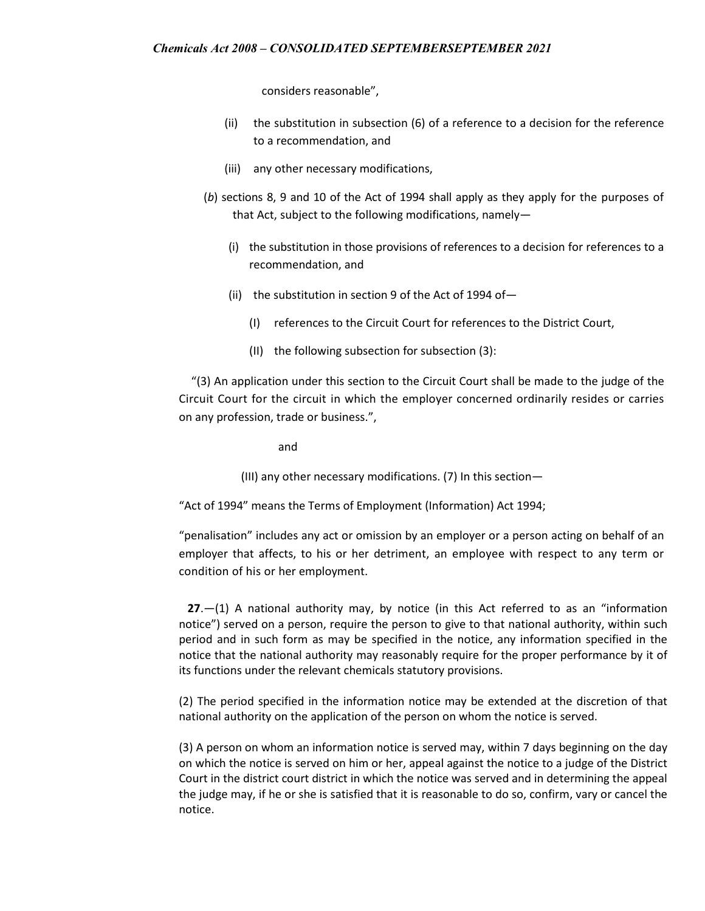considers reasonable",

(ii) the substitution in subsection (6) of a reference to a decision for the reference to a recommendation, and

(iii) any other necessary modifications,

(*b*) sections 8, 9 and 10 of the Act of 1994 shall apply as they apply for the purposes of that Act, subject to the following modifications, namely—

(i) the substitution in those provisions of references to a decision for references to a recommendation, and

(ii) the substitution in section 9 of the Act of 1994 of—

(I) references to the Circuit Court for references to the District Court,

(II) the following subsection for subsection (3):

"(3) An application under this section to the Circuit Court shall be made to the judge of the Circuit Court for the circuit in which the employer concerned ordinarily resides or carries on any profession, trade or business.",

and

(III) any other necessary modifications. (7) In this section—

"Act of 1994" means the Terms of Employment (Information) Act 1994;

"penalisation" includes any act or omission by an employer or a person acting on behalf of an employer that affects, to his or her detriment, an employee with respect to any term or condition of his or her employment.

**27**.—(1) A national authority may, by notice (in this Act referred to as an "information notice") served on a person, require the person to give to that national authority, within such period and in such form as may be specified in the notice, any information specified in the notice that the national authority may reasonably require for the proper performance by it of its functions under the relevant chemicals statutory provisions.

(2) The period specified in the information notice may be extended at the discretion of that national authority on the application of the person on whom the notice is served.

(3) A person on whom an information notice is served may, within 7 days beginning on the day on which the notice is served on him or her, appeal against the notice to a judge of the District Court in the district court district in which the notice was served and in determining the appeal the judge may, if he or she is satisfied that it is reasonable to do so, confirm, vary or cancel the notice.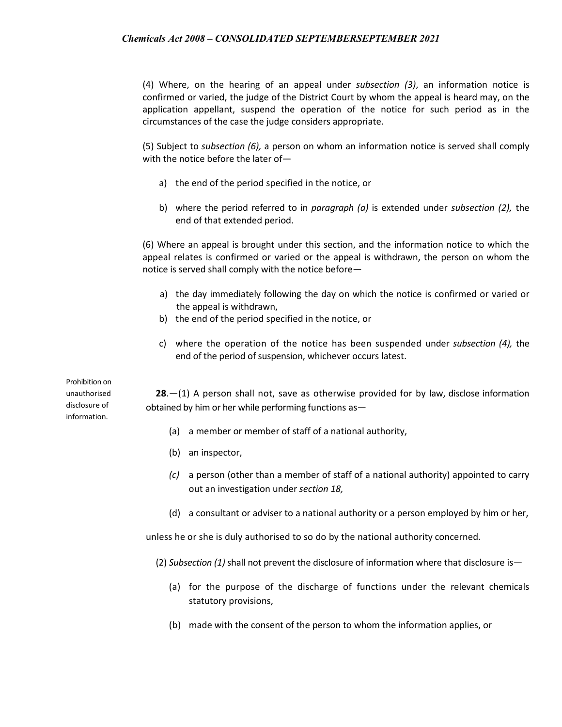(4) Where, on the hearing of an appeal under *subsection (3)*, an information notice is confirmed or varied, the judge of the District Court by whom the appeal is heard may, on the application appellant, suspend the operation of the notice for such period as in the circumstances of the case the judge considers appropriate.

(5) Subject to *subsection (6),* a person on whom an information notice is served shall comply with the notice before the later of—

a) the end of the period specified in the notice, or

b) where the period referred to in *paragraph (a)* is extended under *subsection (2),* the end of that extended period.

(6) Where an appeal is brought under this section, and the information notice to which the appeal relates is confirmed or varied or the appeal is withdrawn, the person on whom the notice is served shall comply with the notice before—

a) the day immediately following the day on which the notice is confirmed or varied or the appeal is withdrawn,
b) the end of the period specified in the notice, or
c) where the operation of the notice has been suspended under *subsection (4),* the end of the period of suspension, whichever occurs latest.

Prohibition on unauthorised disclosure of information.

**28**.—(1) A person shall not, save as otherwise provided for by law, disclose information obtained by him or her while performing functions as—

(a) a member or member of staff of a national authority,

(b) an inspector,

*(c)* a person (other than a member of staff of a national authority) appointed to carry out an investigation under *section 18,*

(d) a consultant or adviser to a national authority or a person employed by him or her,

unless he or she is duly authorised to so do by the national authority concerned.

(2) *Subsection (1)* shall not prevent the disclosure of information where that disclosure is—

(a) for the purpose of the discharge of functions under the relevant chemicals statutory provisions,

(b) made with the consent of the person to whom the information applies, or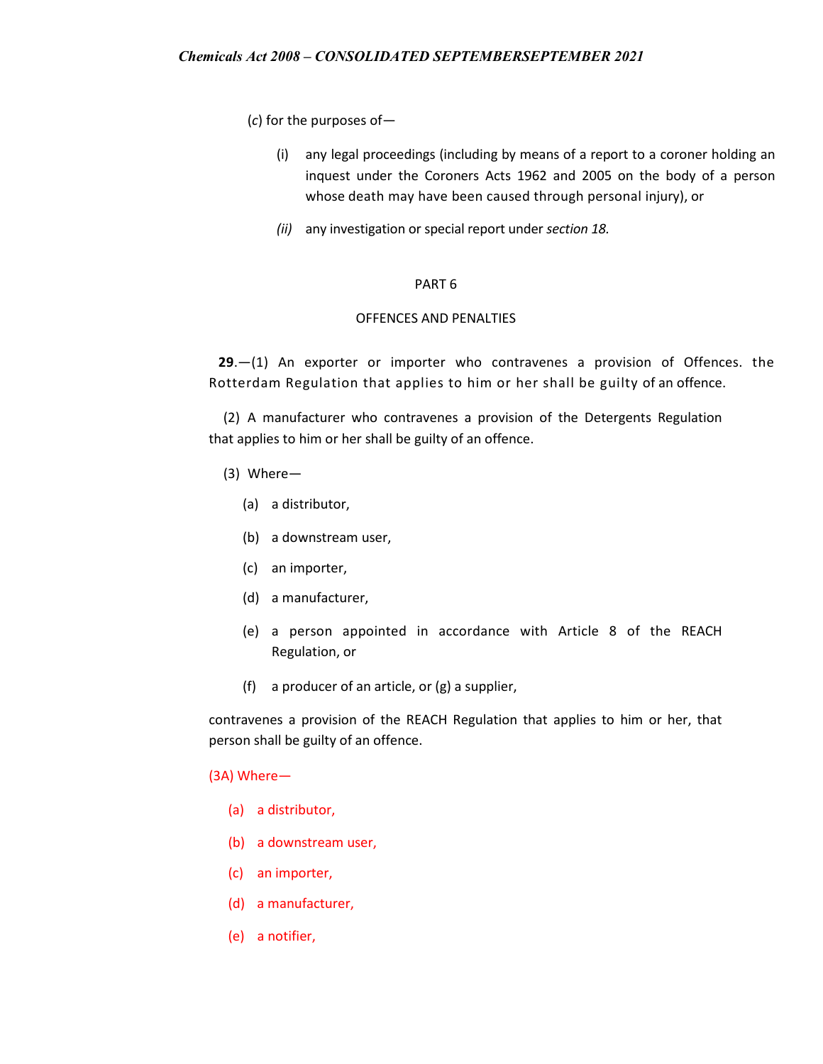(*c*) for the purposes of—

(i) any legal proceedings (including by means of a report to a coroner holding an inquest under the Coroners Acts 1962 and 2005 on the body of a person whose death may have been caused through personal injury), or

*(ii)* any investigation or special report under *section 18.*

PART 6

OFFENCES AND PENALTIES

**29**.—(1) An exporter or importer who contravenes a provision of Offences. the Rotterdam Regulation that applies to him or her shall be guilty of an offence.

(2) A manufacturer who contravenes a provision of the Detergents Regulation that applies to him or her shall be guilty of an offence.

(3) Where—

(a) a distributor,

(b) a downstream user,

(c) an importer,

(d) a manufacturer,

(e) a person appointed in accordance with Article 8 of the REACH Regulation, or

(f) a producer of an article, or (g) a supplier,

contravenes a provision of the REACH Regulation that applies to him or her, that person shall be guilty of an offence.

(3A) Where—

(a) a distributor,

(b) a downstream user,

(c) an importer,

(d) a manufacturer,

(e) a notifier,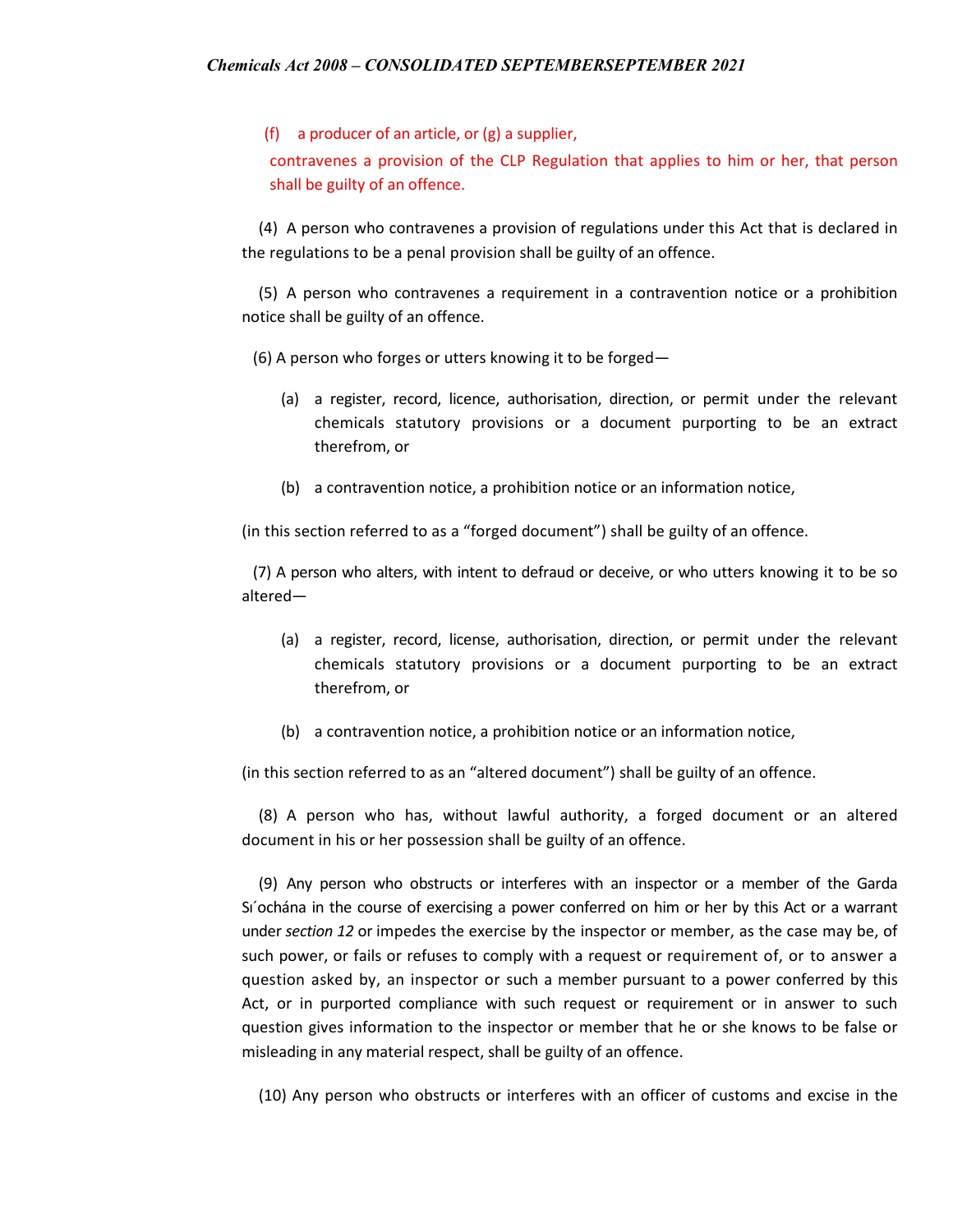(f) a producer of an article, or (g) a supplier,

contravenes a provision of the CLP Regulation that applies to him or her, that person shall be guilty of an offence.

(4) A person who contravenes a provision of regulations under this Act that is declared in the regulations to be a penal provision shall be guilty of an offence.

(5) A person who contravenes a requirement in a contravention notice or a prohibition notice shall be guilty of an offence.

(6) A person who forges or utters knowing it to be forged—

(a) a register, record, licence, authorisation, direction, or permit under the relevant chemicals statutory provisions or a document purporting to be an extract therefrom, or

(b) a contravention notice, a prohibition notice or an information notice,

(in this section referred to as a "forged document") shall be guilty of an offence.

(7) A person who alters, with intent to defraud or deceive, or who utters knowing it to be so altered—

(a) a register, record, license, authorisation, direction, or permit under the relevant chemicals statutory provisions or a document purporting to be an extract therefrom, or

(b) a contravention notice, a prohibition notice or an information notice,

(in this section referred to as an "altered document") shall be guilty of an offence.

(8) A person who has, without lawful authority, a forged document or an altered document in his or her possession shall be guilty of an offence.

(9) Any person who obstructs or interferes with an inspector or a member of the Garda Síochána in the course of exercising a power conferred on him or her by this Act or a warrant under *section 12* or impedes the exercise by the inspector or member, as the case may be, of such power, or fails or refuses to comply with a request or requirement of, or to answer a question asked by, an inspector or such a member pursuant to a power conferred by this Act, or in purported compliance with such request or requirement or in answer to such question gives information to the inspector or member that he or she knows to be false or misleading in any material respect, shall be guilty of an offence.

(10) Any person who obstructs or interferes with an officer of customs and excise in the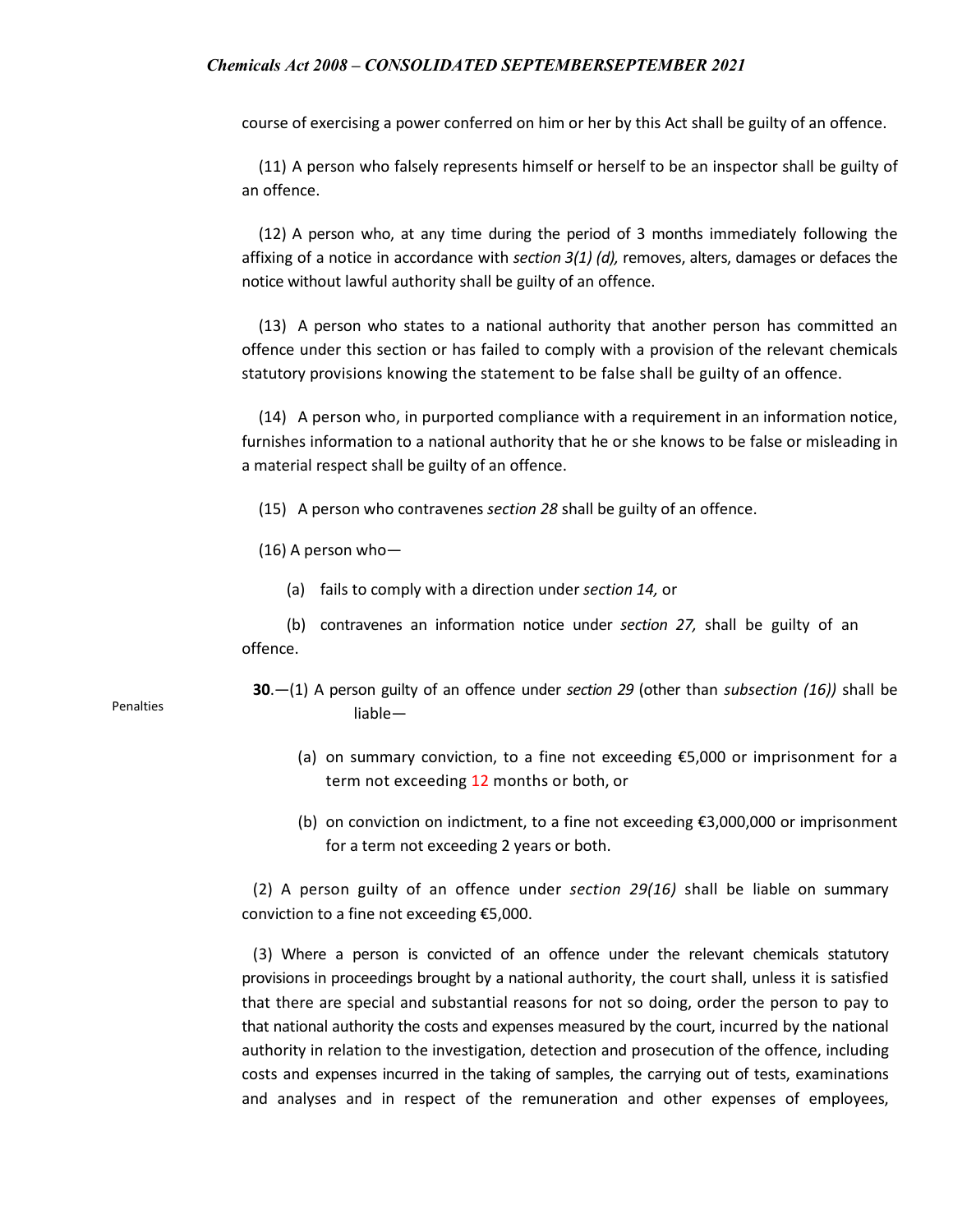course of exercising a power conferred on him or her by this Act shall be guilty of an offence.

(11) A person who falsely represents himself or herself to be an inspector shall be guilty of an offence.

(12) A person who, at any time during the period of 3 months immediately following the affixing of a notice in accordance with *section 3(1) (d),* removes, alters, damages or defaces the notice without lawful authority shall be guilty of an offence.

(13) A person who states to a national authority that another person has committed an offence under this section or has failed to comply with a provision of the relevant chemicals statutory provisions knowing the statement to be false shall be guilty of an offence.

(14) A person who, in purported compliance with a requirement in an information notice, furnishes information to a national authority that he or she knows to be false or misleading in a material respect shall be guilty of an offence.

(15) A person who contravenes *section 28* shall be guilty of an offence.

(16) A person who—

(a) fails to comply with a direction under *section 14,* or

(b) contravenes an information notice under *section 27,* shall be guilty of an offence.

Penalties

**30**.—(1) A person guilty of an offence under *section 29* (other than *subsection (16))* shall be liable—

(a) on summary conviction, to a fine not exceeding €5,000 or imprisonment for a term not exceeding 12 months or both, or

(b) on conviction on indictment, to a fine not exceeding €3,000,000 or imprisonment for a term not exceeding 2 years or both.

(2) A person guilty of an offence under *section 29(16)* shall be liable on summary conviction to a fine not exceeding €5,000.

(3) Where a person is convicted of an offence under the relevant chemicals statutory provisions in proceedings brought by a national authority, the court shall, unless it is satisfied that there are special and substantial reasons for not so doing, order the person to pay to that national authority the costs and expenses measured by the court, incurred by the national authority in relation to the investigation, detection and prosecution of the offence, including costs and expenses incurred in the taking of samples, the carrying out of tests, examinations and analyses and in respect of the remuneration and other expenses of employees,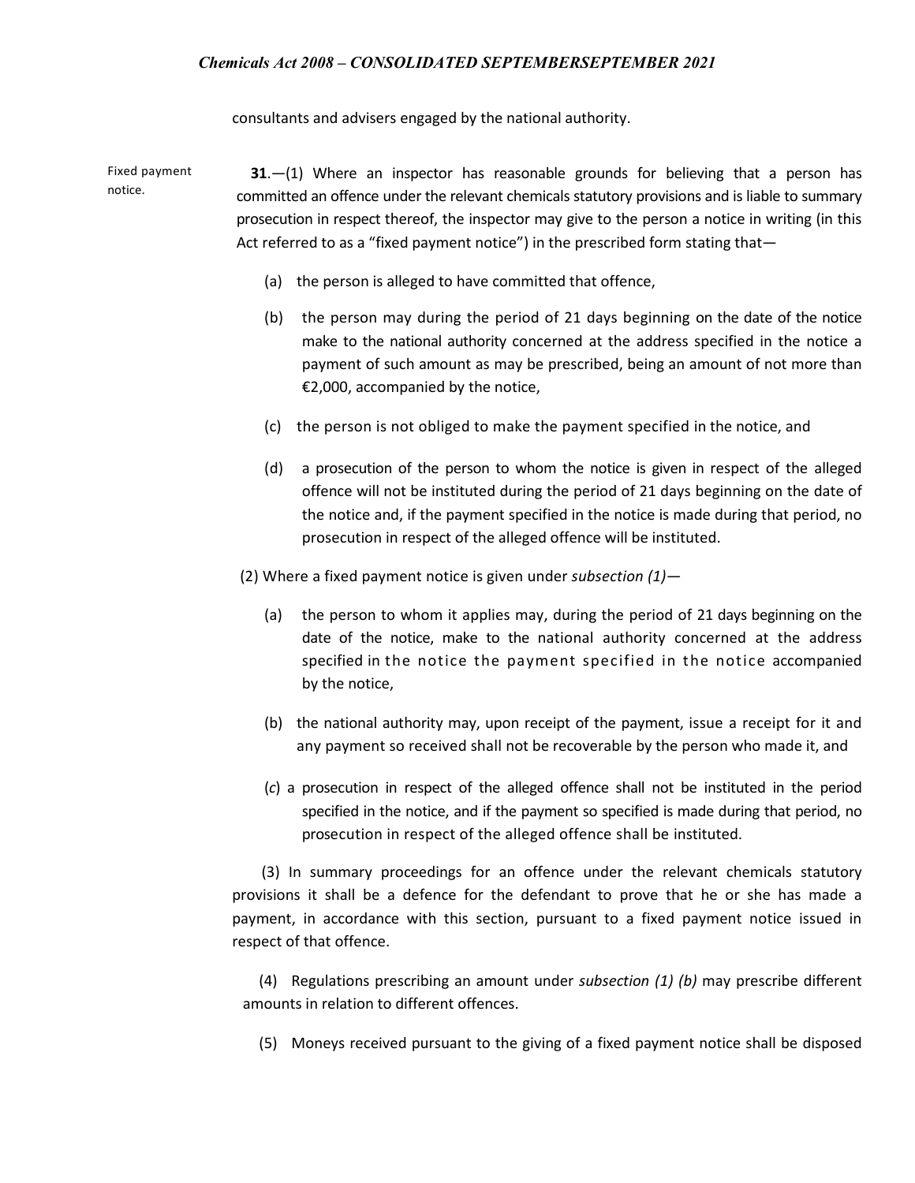consultants and advisers engaged by the national authority.

Fixed payment notice.

**31**.—(1) Where an inspector has reasonable grounds for believing that a person has committed an offence under the relevant chemicals statutory provisions and is liable to summary prosecution in respect thereof, the inspector may give to the person a notice in writing (in this Act referred to as a "fixed payment notice") in the prescribed form stating that—

(a) the person is alleged to have committed that offence,

(b) the person may during the period of 21 days beginning on the date of the notice make to the national authority concerned at the address specified in the notice a payment of such amount as may be prescribed, being an amount of not more than €2,000, accompanied by the notice,

(c) the person is not obliged to make the payment specified in the notice, and

(d) a prosecution of the person to whom the notice is given in respect of the alleged offence will not be instituted during the period of 21 days beginning on the date of the notice and, if the payment specified in the notice is made during that period, no prosecution in respect of the alleged offence will be instituted.

(2) Where a fixed payment notice is given under *subsection (1)*—

(a) the person to whom it applies may, during the period of 21 days beginning on the date of the notice, make to the national authority concerned at the address specified in the notice the payment specified in the notice accompanied by the notice,

(b) the national authority may, upon receipt of the payment, issue a receipt for it and any payment so received shall not be recoverable by the person who made it, and

(*c*) a prosecution in respect of the alleged offence shall not be instituted in the period specified in the notice, and if the payment so specified is made during that period, no prosecution in respect of the alleged offence shall be instituted.

(3) In summary proceedings for an offence under the relevant chemicals statutory provisions it shall be a defence for the defendant to prove that he or she has made a payment, in accordance with this section, pursuant to a fixed payment notice issued in respect of that offence.

(4) Regulations prescribing an amount under *subsection (1) (b)* may prescribe different amounts in relation to different offences.

(5) Moneys received pursuant to the giving of a fixed payment notice shall be disposed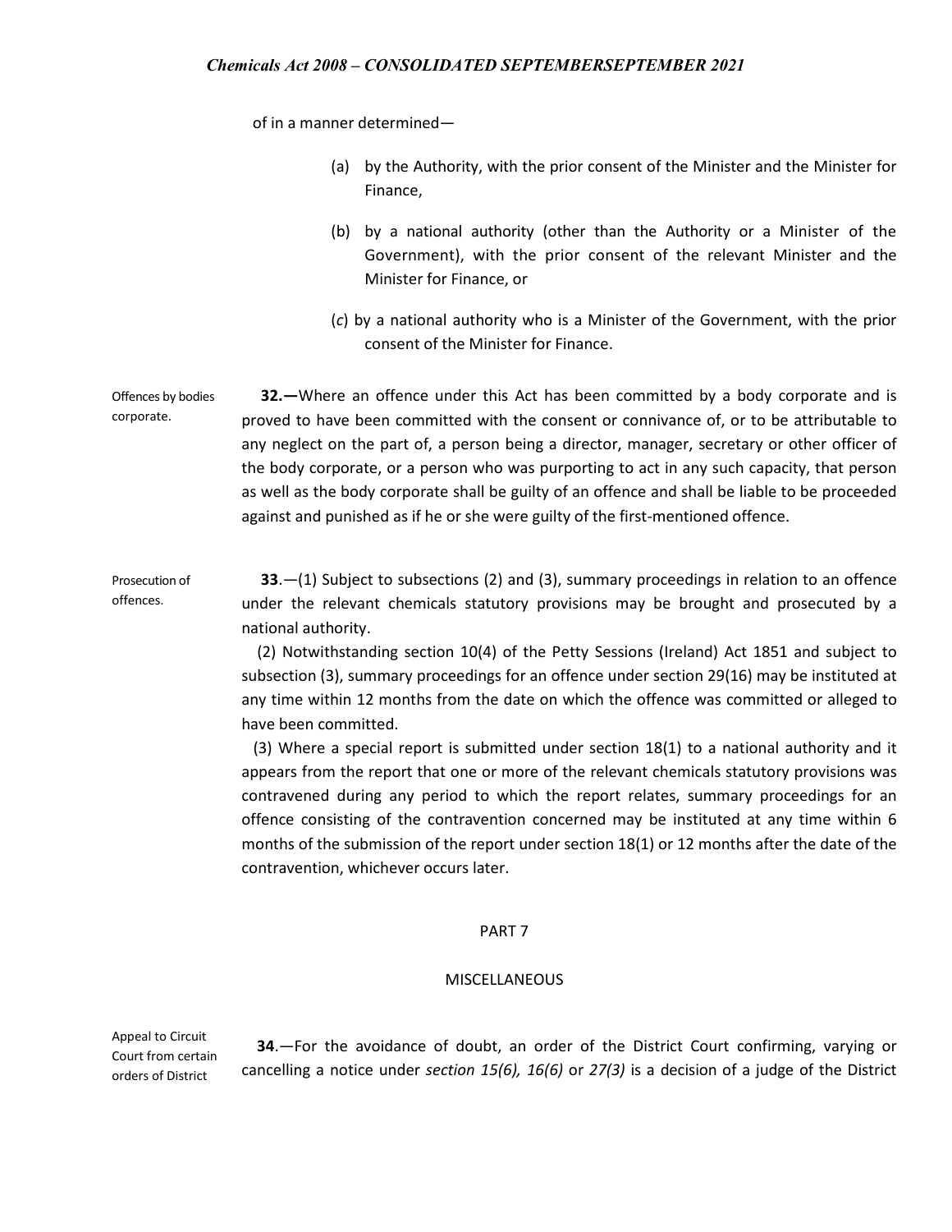of in a manner determined—

(a) by the Authority, with the prior consent of the Minister and the Minister for Finance,

(b) by a national authority (other than the Authority or a Minister of the Government), with the prior consent of the relevant Minister and the Minister for Finance, or

(*c*) by a national authority who is a Minister of the Government, with the prior consent of the Minister for Finance.

Offences by bodies corporate.

**32.—**Where an offence under this Act has been committed by a body corporate and is proved to have been committed with the consent or connivance of, or to be attributable to any neglect on the part of, a person being a director, manager, secretary or other officer of the body corporate, or a person who was purporting to act in any such capacity, that person as well as the body corporate shall be guilty of an offence and shall be liable to be proceeded against and punished as if he or she were guilty of the first-mentioned offence.

Prosecution of offences.

**33**.—(1) Subject to subsections (2) and (3), summary proceedings in relation to an offence under the relevant chemicals statutory provisions may be brought and prosecuted by a national authority.

(2) Notwithstanding section 10(4) of the Petty Sessions (Ireland) Act 1851 and subject to subsection (3), summary proceedings for an offence under section 29(16) may be instituted at any time within 12 months from the date on which the offence was committed or alleged to have been committed.

(3) Where a special report is submitted under section 18(1) to a national authority and it appears from the report that one or more of the relevant chemicals statutory provisions was contravened during any period to which the report relates, summary proceedings for an offence consisting of the contravention concerned may be instituted at any time within 6 months of the submission of the report under section 18(1) or 12 months after the date of the contravention, whichever occurs later.

## PART 7

## MISCELLANEOUS

Appeal to Circuit Court from certain orders of District

**34**.—For the avoidance of doubt, an order of the District Court confirming, varying or cancelling a notice under *section 15(6), 16(6)* or *27(3)* is a decision of a judge of the District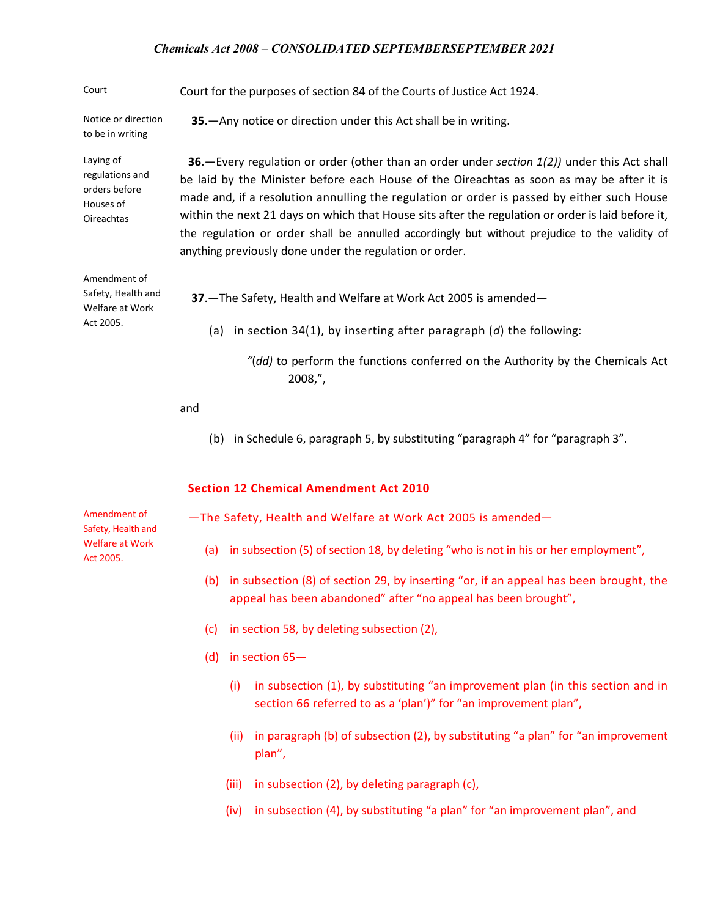Court Court for the purposes of section 84 of the Courts of Justice Act 1924.

Notice or direction to be in writing

**35**.—Any notice or direction under this Act shall be in writing.

Laying of regulations and orders before Houses of Oireachtas

**36**.—Every regulation or order (other than an order under *section 1(2))* under this Act shall be laid by the Minister before each House of the Oireachtas as soon as may be after it is made and, if a resolution annulling the regulation or order is passed by either such House within the next 21 days on which that House sits after the regulation or order is laid before it, the regulation or order shall be annulled accordingly but without prejudice to the validity of anything previously done under the regulation or order.

Amendment of Safety, Health and Welfare at Work Act 2005.

**37**.—The Safety, Health and Welfare at Work Act 2005 is amended—

(a) in section 34(1), by inserting after paragraph (*d*) the following:

> *"(dd)* to perform the functions conferred on the Authority by the Chemicals Act 2008,",

and

(b) in Schedule 6, paragraph 5, by substituting "paragraph 4" for "paragraph 3".

**Section 12 Chemical Amendment Act 2010**

Amendment of Safety, Health and Welfare at Work Act 2005.

—The Safety, Health and Welfare at Work Act 2005 is amended—

(a) in subsection (5) of section 18, by deleting "who is not in his or her employment",

(b) in subsection (8) of section 29, by inserting "or, if an appeal has been brought, the appeal has been abandoned" after "no appeal has been brought",

(c) in section 58, by deleting subsection (2),

(d) in section 65—

(i) in subsection (1), by substituting "an improvement plan (in this section and in section 66 referred to as a 'plan')" for "an improvement plan",

(ii) in paragraph (b) of subsection (2), by substituting "a plan" for "an improvement plan",

(iii) in subsection (2), by deleting paragraph (c),

(iv) in subsection (4), by substituting "a plan" for "an improvement plan", and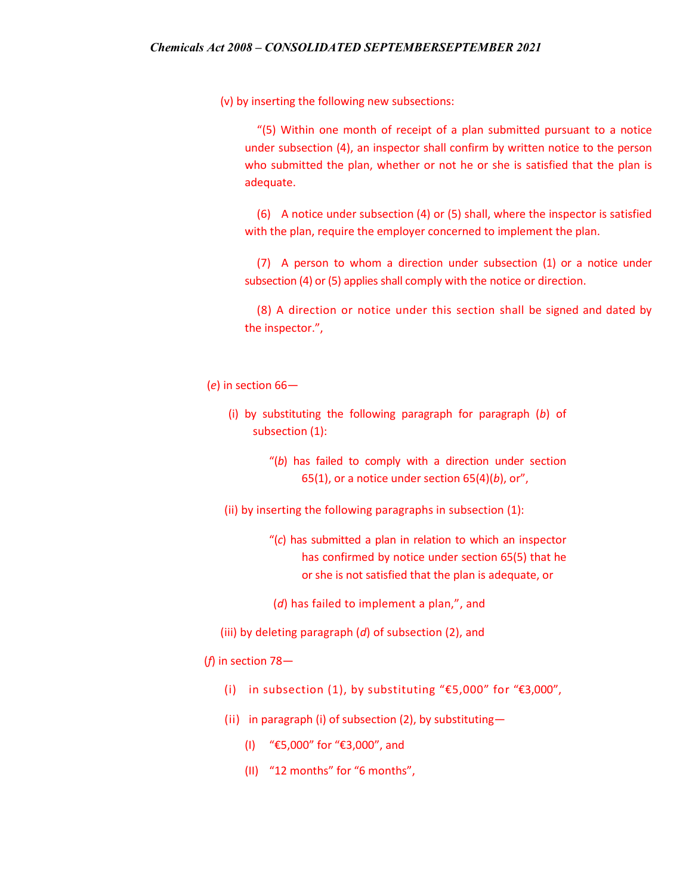(v) by inserting the following new subsections:

> "(5) Within one month of receipt of a plan submitted pursuant to a notice under subsection (4), an inspector shall confirm by written notice to the person who submitted the plan, whether or not he or she is satisfied that the plan is adequate.
>
> (6) A notice under subsection (4) or (5) shall, where the inspector is satisfied with the plan, require the employer concerned to implement the plan.
>
> (7) A person to whom a direction under subsection (1) or a notice under subsection (4) or (5) applies shall comply with the notice or direction.
>
> (8) A direction or notice under this section shall be signed and dated by the inspector.",

(*e*) in section 66—

(i) by substituting the following paragraph for paragraph (*b*) of subsection (1):

> "(*b*) has failed to comply with a direction under section 65(1), or a notice under section 65(4)(*b*), or",

(ii) by inserting the following paragraphs in subsection (1):

> "(*c*) has submitted a plan in relation to which an inspector has confirmed by notice under section 65(5) that he or she is not satisfied that the plan is adequate, or
>
> (*d*) has failed to implement a plan,", and

(iii) by deleting paragraph (*d*) of subsection (2), and

(*f*) in section 78—

(i) in subsection (1), by substituting "€5,000" for "€3,000",

(ii) in paragraph (i) of subsection (2), by substituting—

(I) "€5,000" for "€3,000", and

(II) "12 months" for "6 months",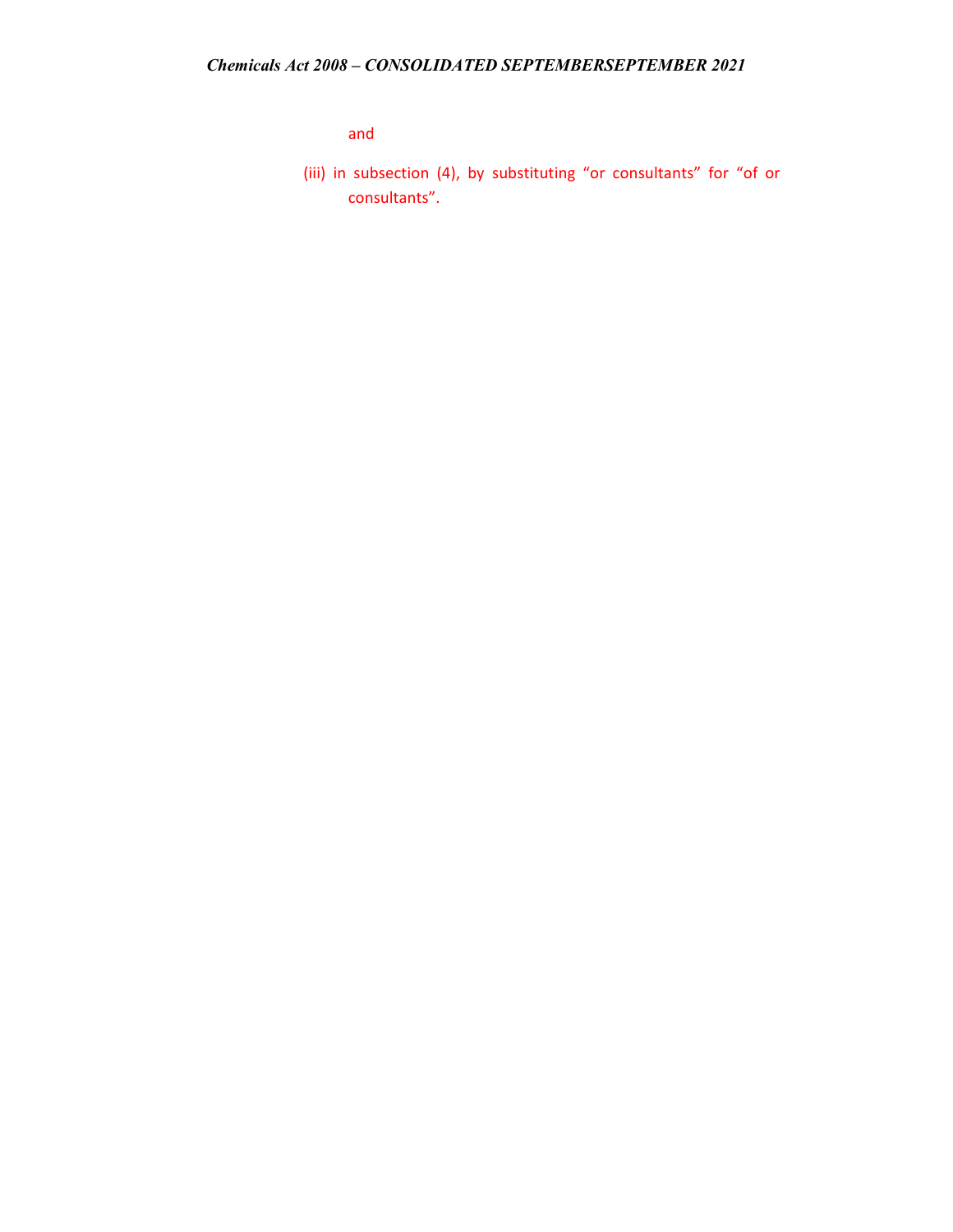and

(iii) in subsection (4), by substituting “or consultants” for “of or consultants”.